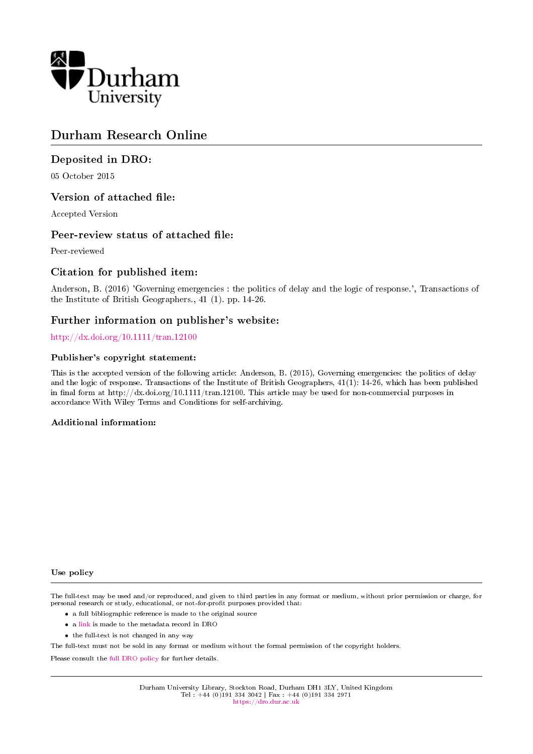Durham University

# Durham Research Online

## Deposited in DRO:

05 October 2015

## Version of attached file:

Accepted Version

## Peer-review status of attached file:

Peer-reviewed

## Citation for published item:

Anderson, B. (2016) 'Governing emergencies : the politics of delay and the logic of response.', Transactions of the Institute of British Geographers., 41 (1). pp. 14-26.

## Further information on publisher's website:

http://dx.doi.org/10.1111/tran.12100

### Publisher's copyright statement:

This is the accepted version of the following article: Anderson, B. (2015), Governing emergencies: the politics of delay and the logic of response. Transactions of the Institute of British Geographers, 41(1): 14-26, which has been published in final form at http://dx.doi.org/10.1111/tran.12100. This article may be used for non-commercial purposes in accordance With Wiley Terms and Conditions for self-archiving.

### Additional information:

### Use policy

The full-text may be used and/or reproduced, and given to third parties in any format or medium, without prior permission or charge, for personal research or study, educational, or not-for-profit purposes provided that:

- a full bibliographic reference is made to the original source
- a link is made to the metadata record in DRO
- the full-text is not changed in any way

The full-text must not be sold in any format or medium without the formal permission of the copyright holders.

Please consult the full DRO policy for further details.

Durham University Library, Stockton Road, Durham DH1 3LY, United Kingdom
Tel : +44 (0)191 334 3042 | Fax : +44 (0)191 334 2971
https://dro.dur.ac.uk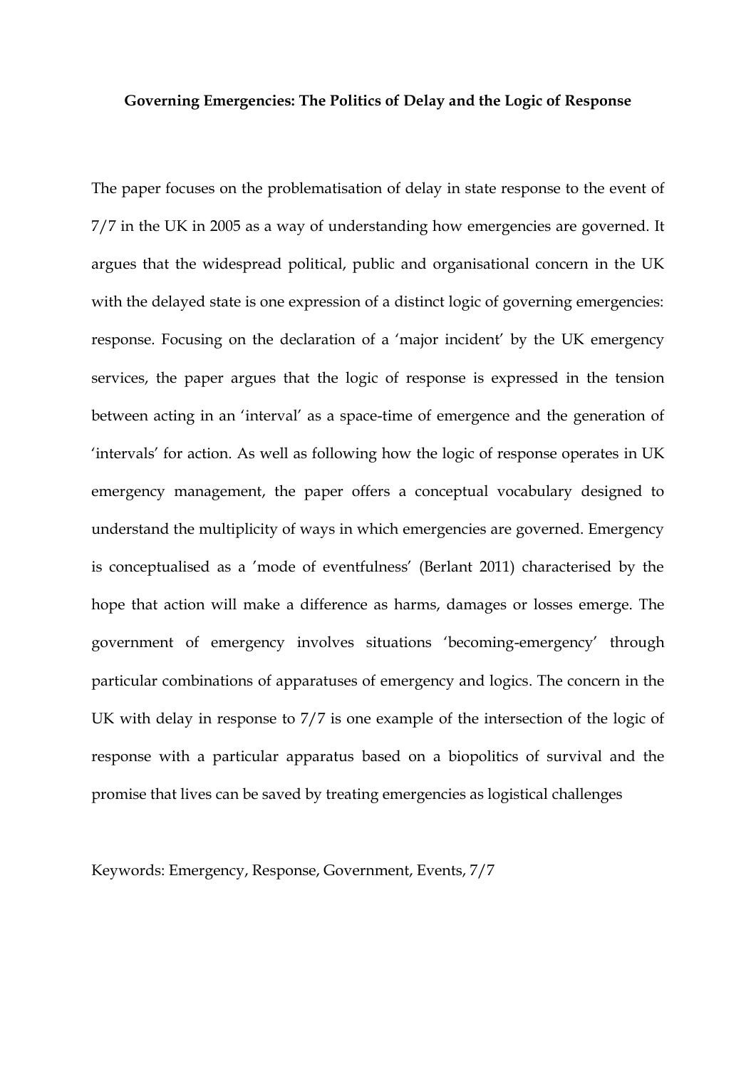**Governing Emergencies: The Politics of Delay and the Logic of Response**

The paper focuses on the problematisation of delay in state response to the event of 7/7 in the UK in 2005 as a way of understanding how emergencies are governed. It argues that the widespread political, public and organisational concern in the UK with the delayed state is one expression of a distinct logic of governing emergencies: response. Focusing on the declaration of a 'major incident' by the UK emergency services, the paper argues that the logic of response is expressed in the tension between acting in an 'interval' as a space-time of emergence and the generation of 'intervals' for action. As well as following how the logic of response operates in UK emergency management, the paper offers a conceptual vocabulary designed to understand the multiplicity of ways in which emergencies are governed. Emergency is conceptualised as a 'mode of eventfulness' (Berlant 2011) characterised by the hope that action will make a difference as harms, damages or losses emerge. The government of emergency involves situations 'becoming-emergency' through particular combinations of apparatuses of emergency and logics. The concern in the UK with delay in response to 7/7 is one example of the intersection of the logic of response with a particular apparatus based on a biopolitics of survival and the promise that lives can be saved by treating emergencies as logistical challenges

Keywords: Emergency, Response, Government, Events, 7/7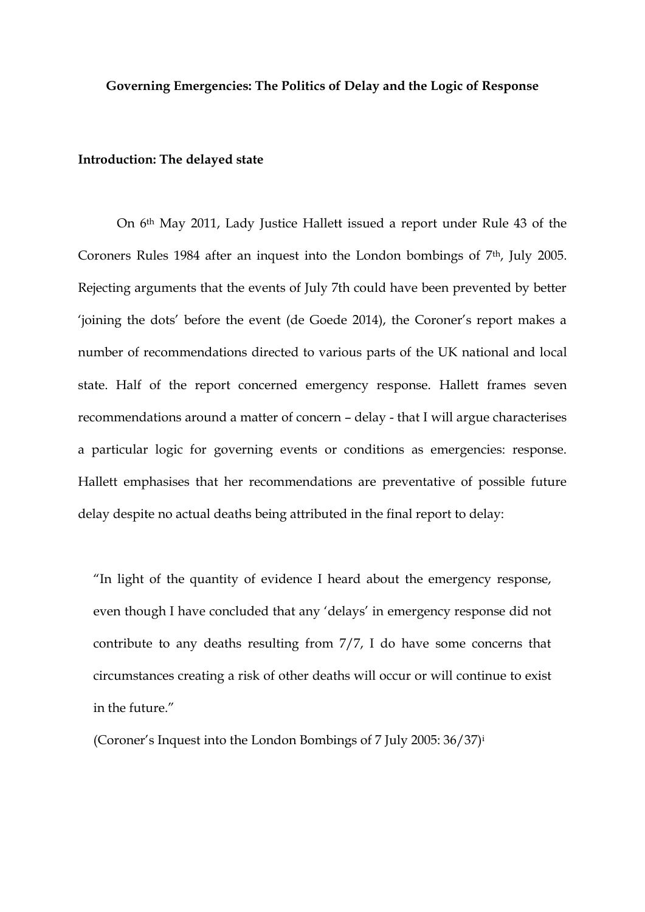# Governing Emergencies: The Politics of Delay and the Logic of Response

## Introduction: The delayed state

On 6th May 2011, Lady Justice Hallett issued a report under Rule 43 of the Coroners Rules 1984 after an inquest into the London bombings of 7th, July 2005. Rejecting arguments that the events of July 7th could have been prevented by better 'joining the dots' before the event (de Goede 2014), the Coroner's report makes a number of recommendations directed to various parts of the UK national and local state. Half of the report concerned emergency response. Hallett frames seven recommendations around a matter of concern – delay - that I will argue characterises a particular logic for governing events or conditions as emergencies: response. Hallett emphasises that her recommendations are preventative of possible future delay despite no actual deaths being attributed in the final report to delay:

> "In light of the quantity of evidence I heard about the emergency response, even though I have concluded that any 'delays' in emergency response did not contribute to any deaths resulting from 7/7, I do have some concerns that circumstances creating a risk of other deaths will occur or will continue to exist in the future."
>
> (Coroner's Inquest into the London Bombings of 7 July 2005: 36/37)[i]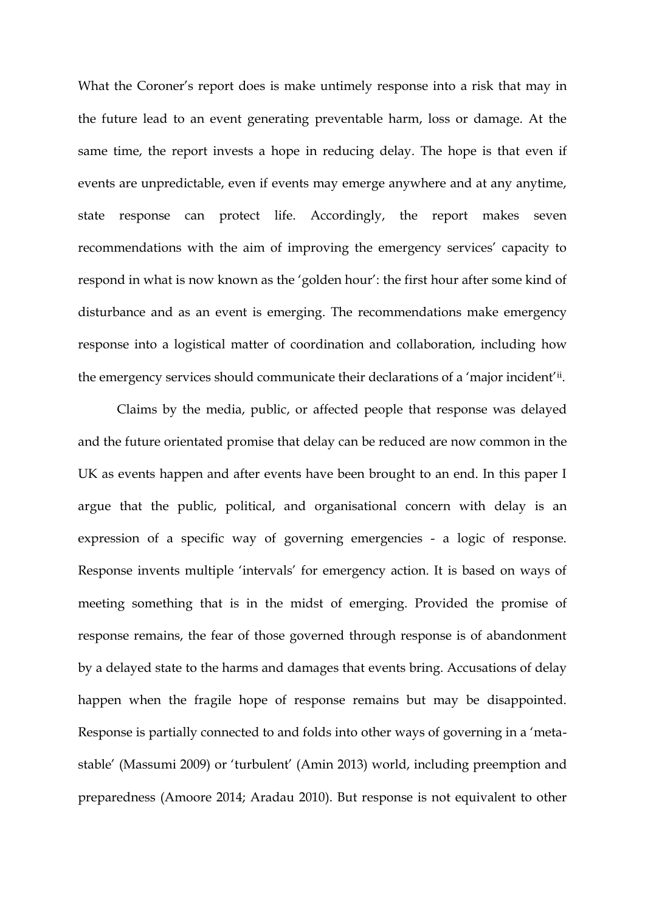What the Coroner's report does is make untimely response into a risk that may in the future lead to an event generating preventable harm, loss or damage. At the same time, the report invests a hope in reducing delay. The hope is that even if events are unpredictable, even if events may emerge anywhere and at any anytime, state response can protect life. Accordingly, the report makes seven recommendations with the aim of improving the emergency services' capacity to respond in what is now known as the 'golden hour': the first hour after some kind of disturbance and as an event is emerging. The recommendations make emergency response into a logistical matter of coordination and collaboration, including how the emergency services should communicate their declarations of a 'major incident'[ii].

Claims by the media, public, or affected people that response was delayed and the future orientated promise that delay can be reduced are now common in the UK as events happen and after events have been brought to an end. In this paper I argue that the public, political, and organisational concern with delay is an expression of a specific way of governing emergencies - a logic of response. Response invents multiple 'intervals' for emergency action. It is based on ways of meeting something that is in the midst of emerging. Provided the promise of response remains, the fear of those governed through response is of abandonment by a delayed state to the harms and damages that events bring. Accusations of delay happen when the fragile hope of response remains but may be disappointed. Response is partially connected to and folds into other ways of governing in a 'meta-stable' (Massumi 2009) or 'turbulent' (Amin 2013) world, including preemption and preparedness (Amoore 2014; Aradau 2010). But response is not equivalent to other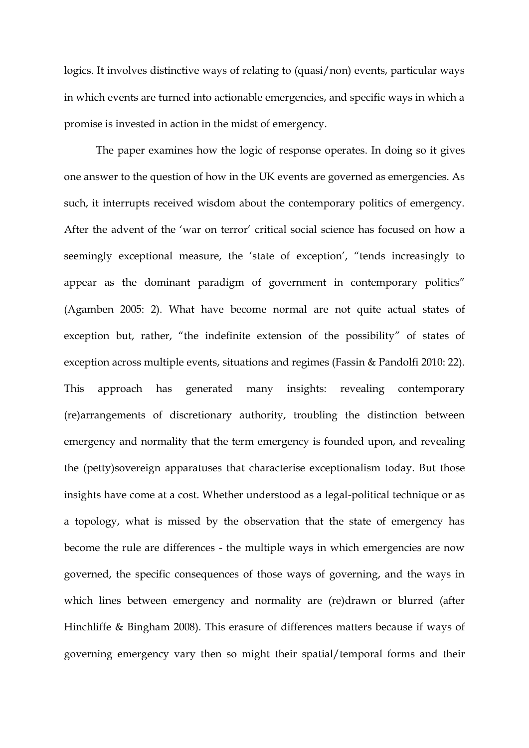logics. It involves distinctive ways of relating to (quasi/non) events, particular ways in which events are turned into actionable emergencies, and specific ways in which a promise is invested in action in the midst of emergency.

The paper examines how the logic of response operates. In doing so it gives one answer to the question of how in the UK events are governed as emergencies. As such, it interrupts received wisdom about the contemporary politics of emergency. After the advent of the 'war on terror' critical social science has focused on how a seemingly exceptional measure, the 'state of exception', "tends increasingly to appear as the dominant paradigm of government in contemporary politics" (Agamben 2005: 2). What have become normal are not quite actual states of exception but, rather, "the indefinite extension of the possibility" of states of exception across multiple events, situations and regimes (Fassin & Pandolfi 2010: 22). This approach has generated many insights: revealing contemporary (re)arrangements of discretionary authority, troubling the distinction between emergency and normality that the term emergency is founded upon, and revealing the (petty)sovereign apparatuses that characterise exceptionalism today. But those insights have come at a cost. Whether understood as a legal-political technique or as a topology, what is missed by the observation that the state of emergency has become the rule are differences - the multiple ways in which emergencies are now governed, the specific consequences of those ways of governing, and the ways in which lines between emergency and normality are (re)drawn or blurred (after Hinchliffe & Bingham 2008). This erasure of differences matters because if ways of governing emergency vary then so might their spatial/temporal forms and their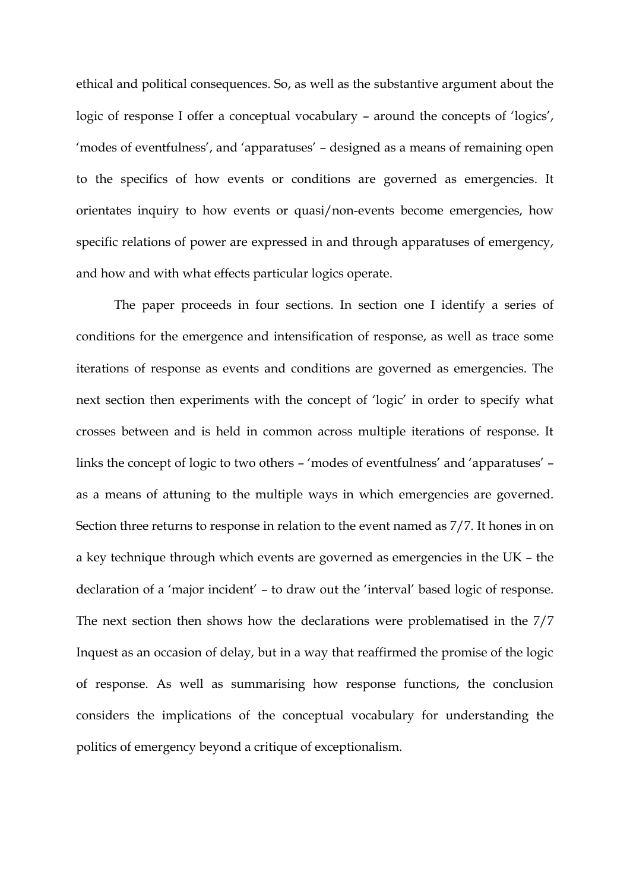ethical and political consequences. So, as well as the substantive argument about the logic of response I offer a conceptual vocabulary – around the concepts of 'logics', 'modes of eventfulness', and 'apparatuses' – designed as a means of remaining open to the specifics of how events or conditions are governed as emergencies. It orientates inquiry to how events or quasi/non-events become emergencies, how specific relations of power are expressed in and through apparatuses of emergency, and how and with what effects particular logics operate.

The paper proceeds in four sections. In section one I identify a series of conditions for the emergence and intensification of response, as well as trace some iterations of response as events and conditions are governed as emergencies. The next section then experiments with the concept of 'logic' in order to specify what crosses between and is held in common across multiple iterations of response. It links the concept of logic to two others – 'modes of eventfulness' and 'apparatuses' – as a means of attuning to the multiple ways in which emergencies are governed. Section three returns to response in relation to the event named as 7/7. It hones in on a key technique through which events are governed as emergencies in the UK – the declaration of a 'major incident' – to draw out the 'interval' based logic of response. The next section then shows how the declarations were problematised in the 7/7 Inquest as an occasion of delay, but in a way that reaffirmed the promise of the logic of response. As well as summarising how response functions, the conclusion considers the implications of the conceptual vocabulary for understanding the politics of emergency beyond a critique of exceptionalism.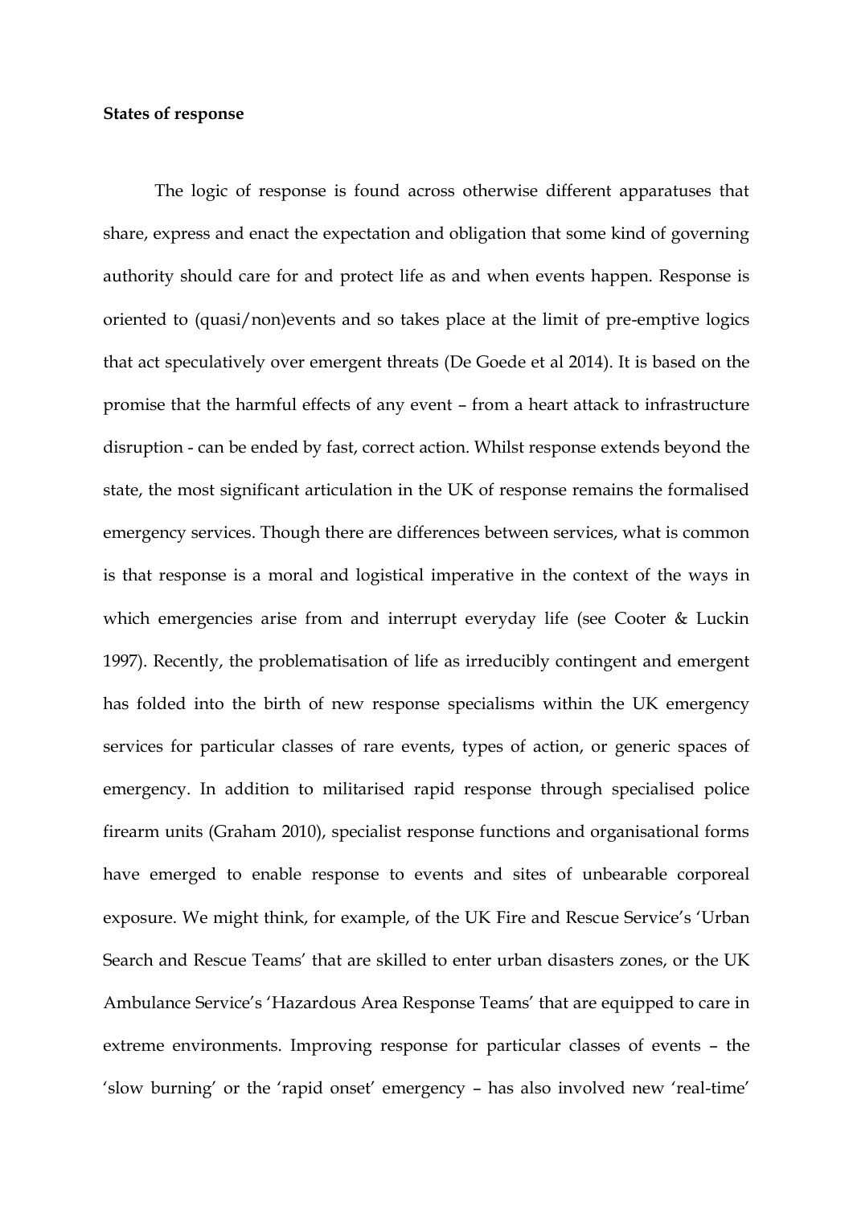**States of response**

The logic of response is found across otherwise different apparatuses that share, express and enact the expectation and obligation that some kind of governing authority should care for and protect life as and when events happen. Response is oriented to (quasi/non)events and so takes place at the limit of pre-emptive logics that act speculatively over emergent threats (De Goede et al 2014). It is based on the promise that the harmful effects of any event – from a heart attack to infrastructure disruption - can be ended by fast, correct action. Whilst response extends beyond the state, the most significant articulation in the UK of response remains the formalised emergency services. Though there are differences between services, what is common is that response is a moral and logistical imperative in the context of the ways in which emergencies arise from and interrupt everyday life (see Cooter & Luckin 1997). Recently, the problematisation of life as irreducibly contingent and emergent has folded into the birth of new response specialisms within the UK emergency services for particular classes of rare events, types of action, or generic spaces of emergency. In addition to militarised rapid response through specialised police firearm units (Graham 2010), specialist response functions and organisational forms have emerged to enable response to events and sites of unbearable corporeal exposure. We might think, for example, of the UK Fire and Rescue Service's 'Urban Search and Rescue Teams' that are skilled to enter urban disasters zones, or the UK Ambulance Service's 'Hazardous Area Response Teams' that are equipped to care in extreme environments. Improving response for particular classes of events – the 'slow burning' or the 'rapid onset' emergency – has also involved new 'real-time'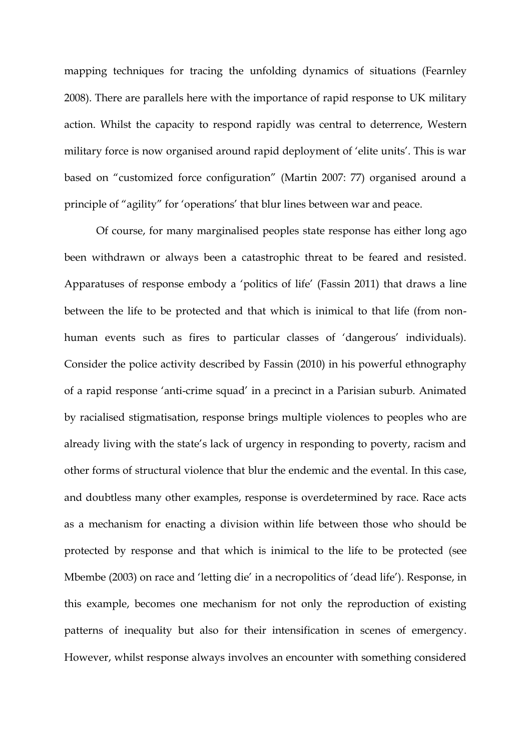mapping techniques for tracing the unfolding dynamics of situations (Fearnley 2008). There are parallels here with the importance of rapid response to UK military action. Whilst the capacity to respond rapidly was central to deterrence, Western military force is now organised around rapid deployment of 'elite units'. This is war based on "customized force configuration" (Martin 2007: 77) organised around a principle of "agility" for 'operations' that blur lines between war and peace.

Of course, for many marginalised peoples state response has either long ago been withdrawn or always been a catastrophic threat to be feared and resisted. Apparatuses of response embody a 'politics of life' (Fassin 2011) that draws a line between the life to be protected and that which is inimical to that life (from non-human events such as fires to particular classes of 'dangerous' individuals). Consider the police activity described by Fassin (2010) in his powerful ethnography of a rapid response 'anti-crime squad' in a precinct in a Parisian suburb. Animated by racialised stigmatisation, response brings multiple violences to peoples who are already living with the state's lack of urgency in responding to poverty, racism and other forms of structural violence that blur the endemic and the evental. In this case, and doubtless many other examples, response is overdetermined by race. Race acts as a mechanism for enacting a division within life between those who should be protected by response and that which is inimical to the life to be protected (see Mbembe (2003) on race and 'letting die' in a necropolitics of 'dead life'). Response, in this example, becomes one mechanism for not only the reproduction of existing patterns of inequality but also for their intensification in scenes of emergency. However, whilst response always involves an encounter with something considered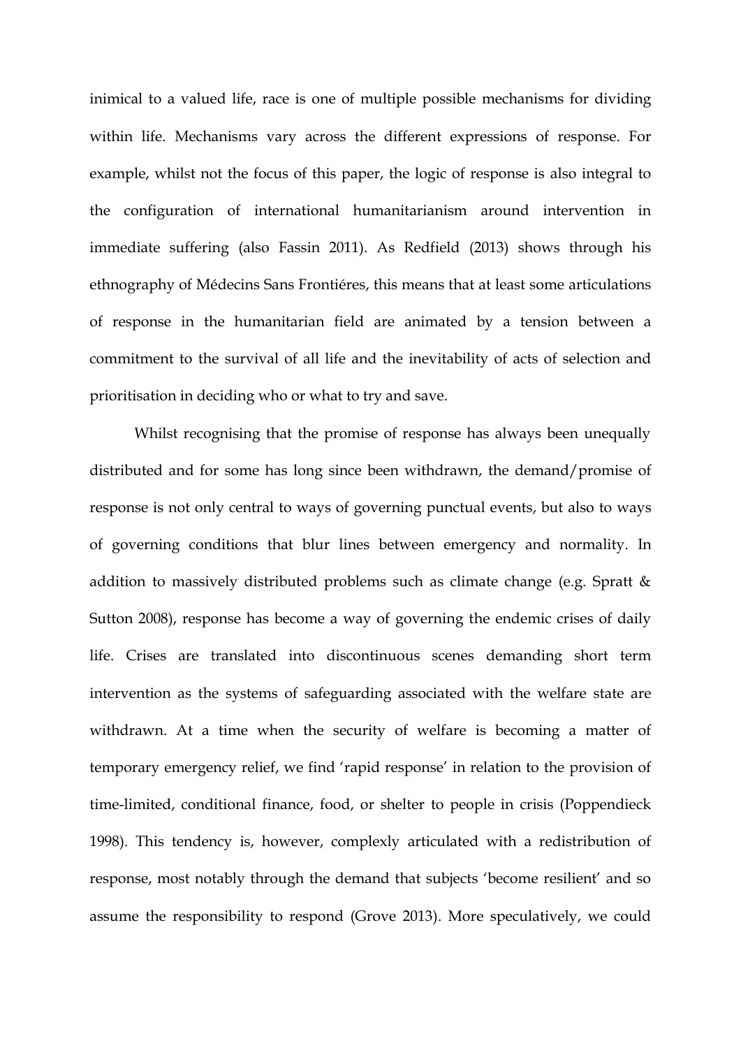inimical to a valued life, race is one of multiple possible mechanisms for dividing within life. Mechanisms vary across the different expressions of response. For example, whilst not the focus of this paper, the logic of response is also integral to the configuration of international humanitarianism around intervention in immediate suffering (also Fassin 2011). As Redfield (2013) shows through his ethnography of Médecins Sans Frontiéres, this means that at least some articulations of response in the humanitarian field are animated by a tension between a commitment to the survival of all life and the inevitability of acts of selection and prioritisation in deciding who or what to try and save.

Whilst recognising that the promise of response has always been unequally distributed and for some has long since been withdrawn, the demand/promise of response is not only central to ways of governing punctual events, but also to ways of governing conditions that blur lines between emergency and normality. In addition to massively distributed problems such as climate change (e.g. Spratt & Sutton 2008), response has become a way of governing the endemic crises of daily life. Crises are translated into discontinuous scenes demanding short term intervention as the systems of safeguarding associated with the welfare state are withdrawn. At a time when the security of welfare is becoming a matter of temporary emergency relief, we find 'rapid response' in relation to the provision of time-limited, conditional finance, food, or shelter to people in crisis (Poppendieck 1998). This tendency is, however, complexly articulated with a redistribution of response, most notably through the demand that subjects 'become resilient' and so assume the responsibility to respond (Grove 2013). More speculatively, we could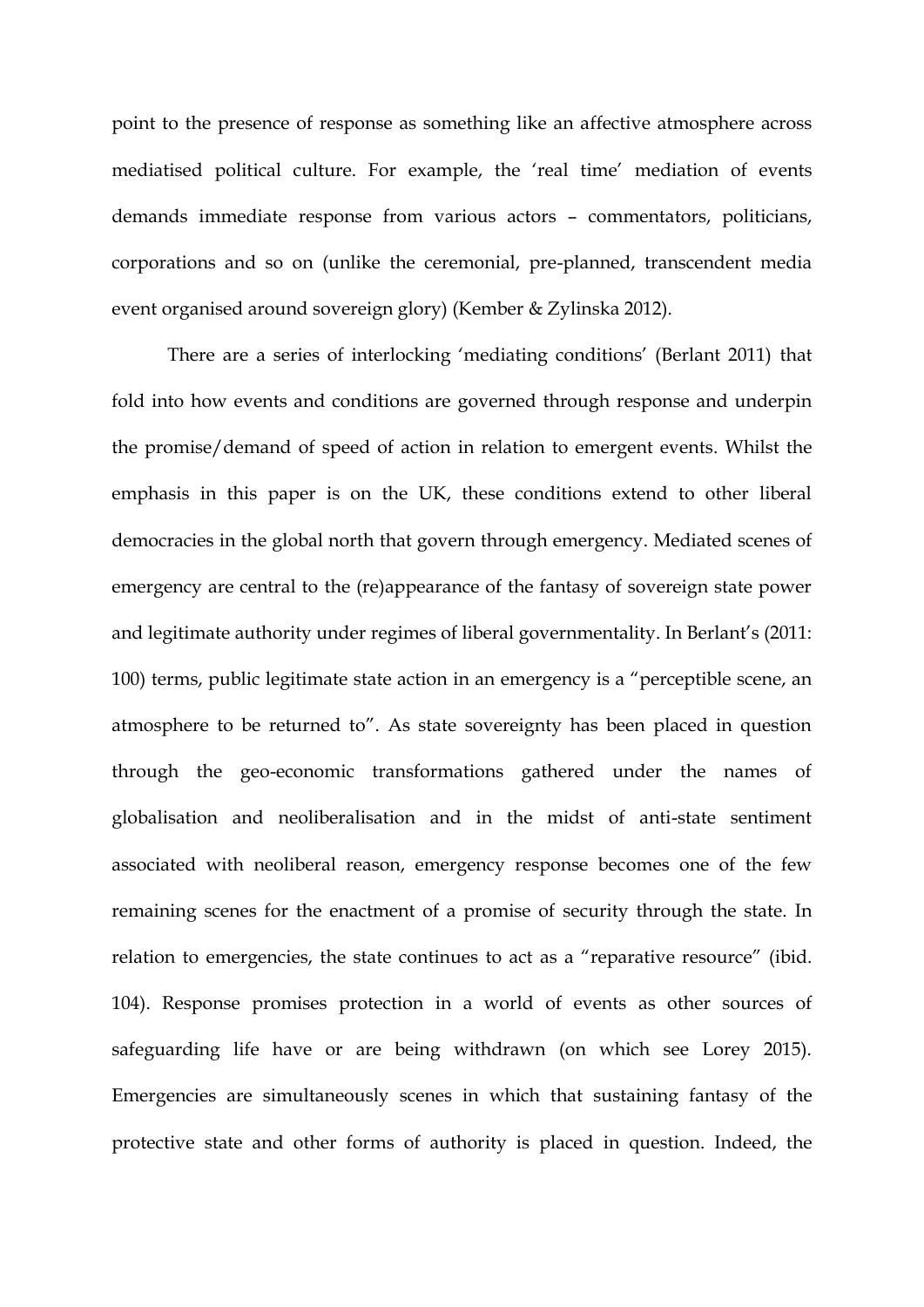point to the presence of response as something like an affective atmosphere across mediatised political culture. For example, the 'real time' mediation of events demands immediate response from various actors – commentators, politicians, corporations and so on (unlike the ceremonial, pre-planned, transcendent media event organised around sovereign glory) (Kember & Zylinska 2012).

There are a series of interlocking 'mediating conditions' (Berlant 2011) that fold into how events and conditions are governed through response and underpin the promise/demand of speed of action in relation to emergent events. Whilst the emphasis in this paper is on the UK, these conditions extend to other liberal democracies in the global north that govern through emergency. Mediated scenes of emergency are central to the (re)appearance of the fantasy of sovereign state power and legitimate authority under regimes of liberal governmentality. In Berlant's (2011: 100) terms, public legitimate state action in an emergency is a "perceptible scene, an atmosphere to be returned to". As state sovereignty has been placed in question through the geo-economic transformations gathered under the names of globalisation and neoliberalisation and in the midst of anti-state sentiment associated with neoliberal reason, emergency response becomes one of the few remaining scenes for the enactment of a promise of security through the state. In relation to emergencies, the state continues to act as a "reparative resource" (ibid. 104). Response promises protection in a world of events as other sources of safeguarding life have or are being withdrawn (on which see Lorey 2015). Emergencies are simultaneously scenes in which that sustaining fantasy of the protective state and other forms of authority is placed in question. Indeed, the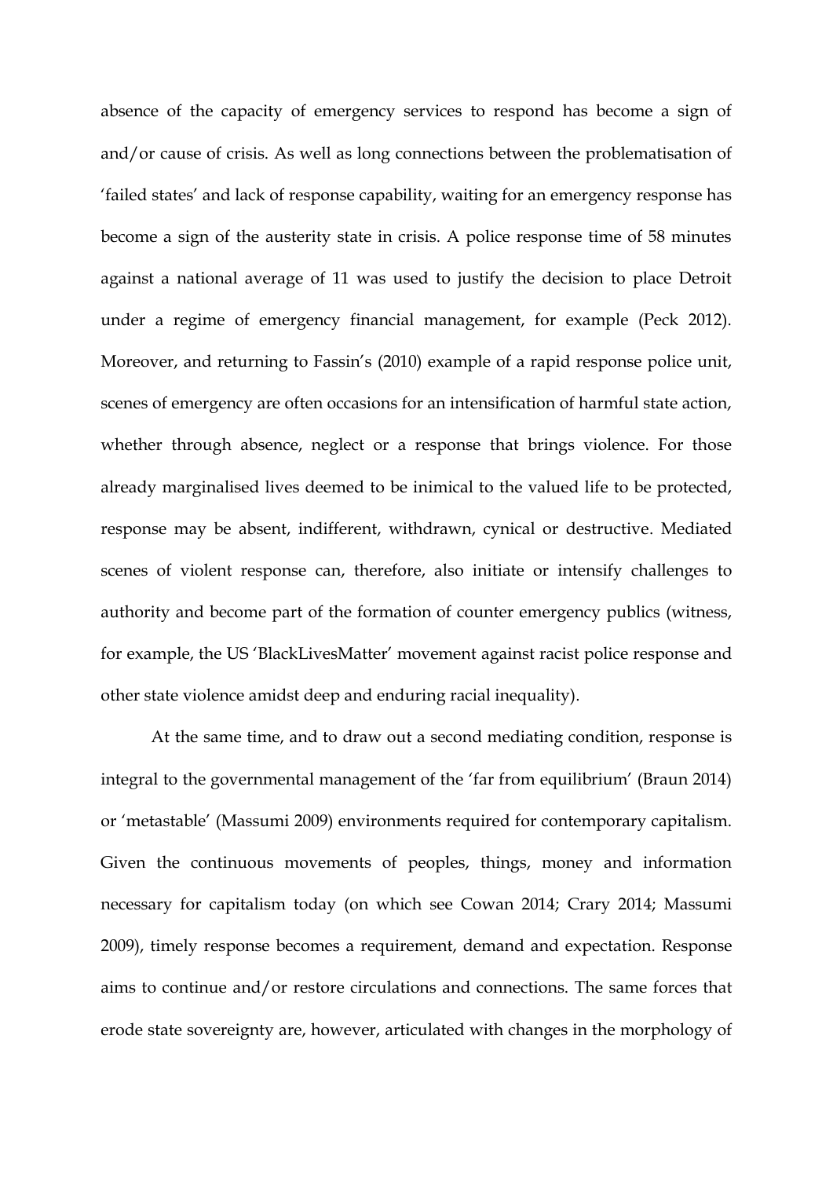absence of the capacity of emergency services to respond has become a sign of and/or cause of crisis. As well as long connections between the problematisation of 'failed states' and lack of response capability, waiting for an emergency response has become a sign of the austerity state in crisis. A police response time of 58 minutes against a national average of 11 was used to justify the decision to place Detroit under a regime of emergency financial management, for example (Peck 2012). Moreover, and returning to Fassin's (2010) example of a rapid response police unit, scenes of emergency are often occasions for an intensification of harmful state action, whether through absence, neglect or a response that brings violence. For those already marginalised lives deemed to be inimical to the valued life to be protected, response may be absent, indifferent, withdrawn, cynical or destructive. Mediated scenes of violent response can, therefore, also initiate or intensify challenges to authority and become part of the formation of counter emergency publics (witness, for example, the US 'BlackLivesMatter' movement against racist police response and other state violence amidst deep and enduring racial inequality).

At the same time, and to draw out a second mediating condition, response is integral to the governmental management of the 'far from equilibrium' (Braun 2014) or 'metastable' (Massumi 2009) environments required for contemporary capitalism. Given the continuous movements of peoples, things, money and information necessary for capitalism today (on which see Cowan 2014; Crary 2014; Massumi 2009), timely response becomes a requirement, demand and expectation. Response aims to continue and/or restore circulations and connections. The same forces that erode state sovereignty are, however, articulated with changes in the morphology of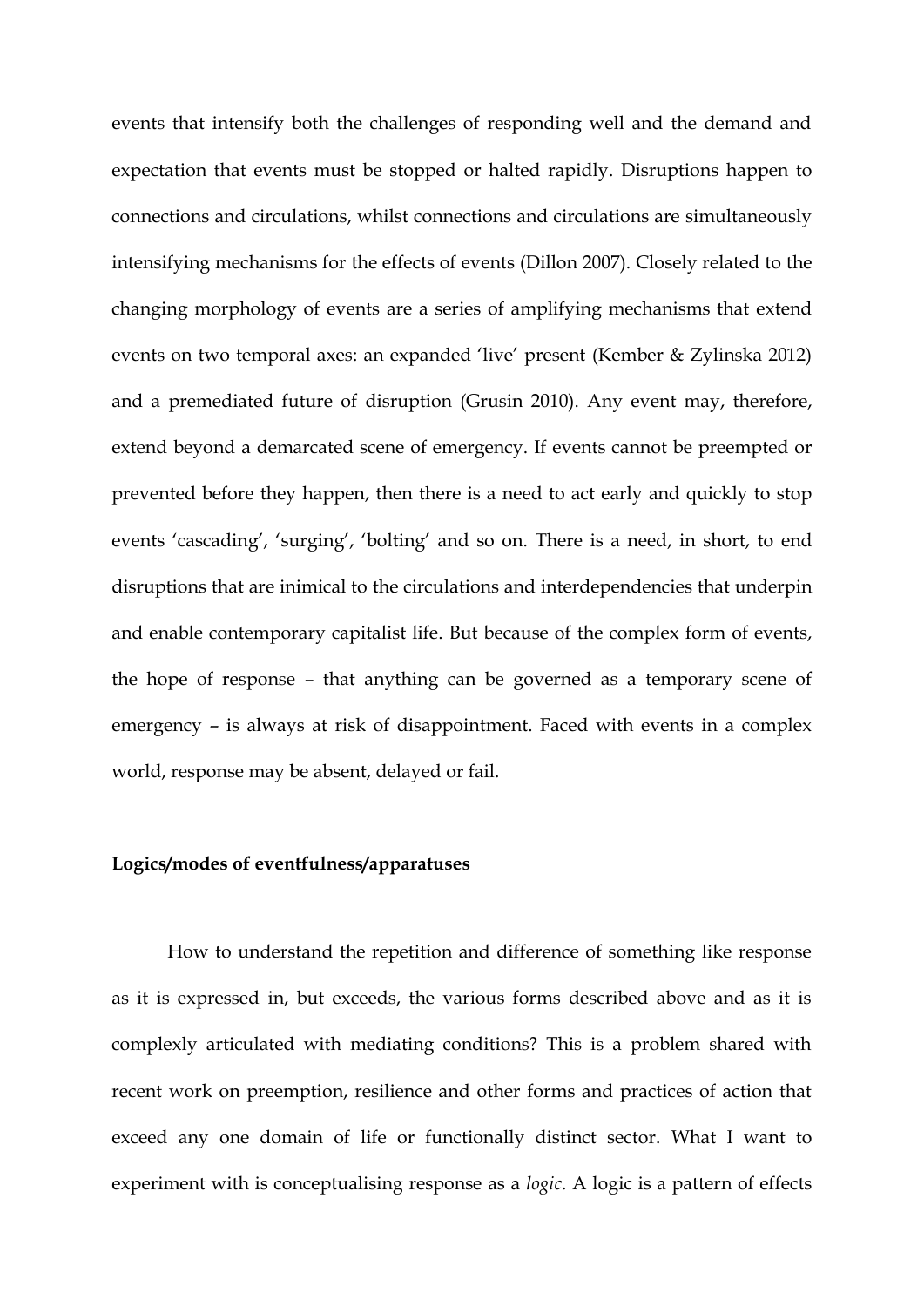events that intensify both the challenges of responding well and the demand and expectation that events must be stopped or halted rapidly. Disruptions happen to connections and circulations, whilst connections and circulations are simultaneously intensifying mechanisms for the effects of events (Dillon 2007). Closely related to the changing morphology of events are a series of amplifying mechanisms that extend events on two temporal axes: an expanded 'live' present (Kember & Zylinska 2012) and a premediated future of disruption (Grusin 2010). Any event may, therefore, extend beyond a demarcated scene of emergency. If events cannot be preempted or prevented before they happen, then there is a need to act early and quickly to stop events 'cascading', 'surging', 'bolting' and so on. There is a need, in short, to end disruptions that are inimical to the circulations and interdependencies that underpin and enable contemporary capitalist life. But because of the complex form of events, the hope of response – that anything can be governed as a temporary scene of emergency – is always at risk of disappointment. Faced with events in a complex world, response may be absent, delayed or fail.

**Logics/modes of eventfulness/apparatuses**

How to understand the repetition and difference of something like response as it is expressed in, but exceeds, the various forms described above and as it is complexly articulated with mediating conditions? This is a problem shared with recent work on preemption, resilience and other forms and practices of action that exceed any one domain of life or functionally distinct sector. What I want to experiment with is conceptualising response as a *logic*. A logic is a pattern of effects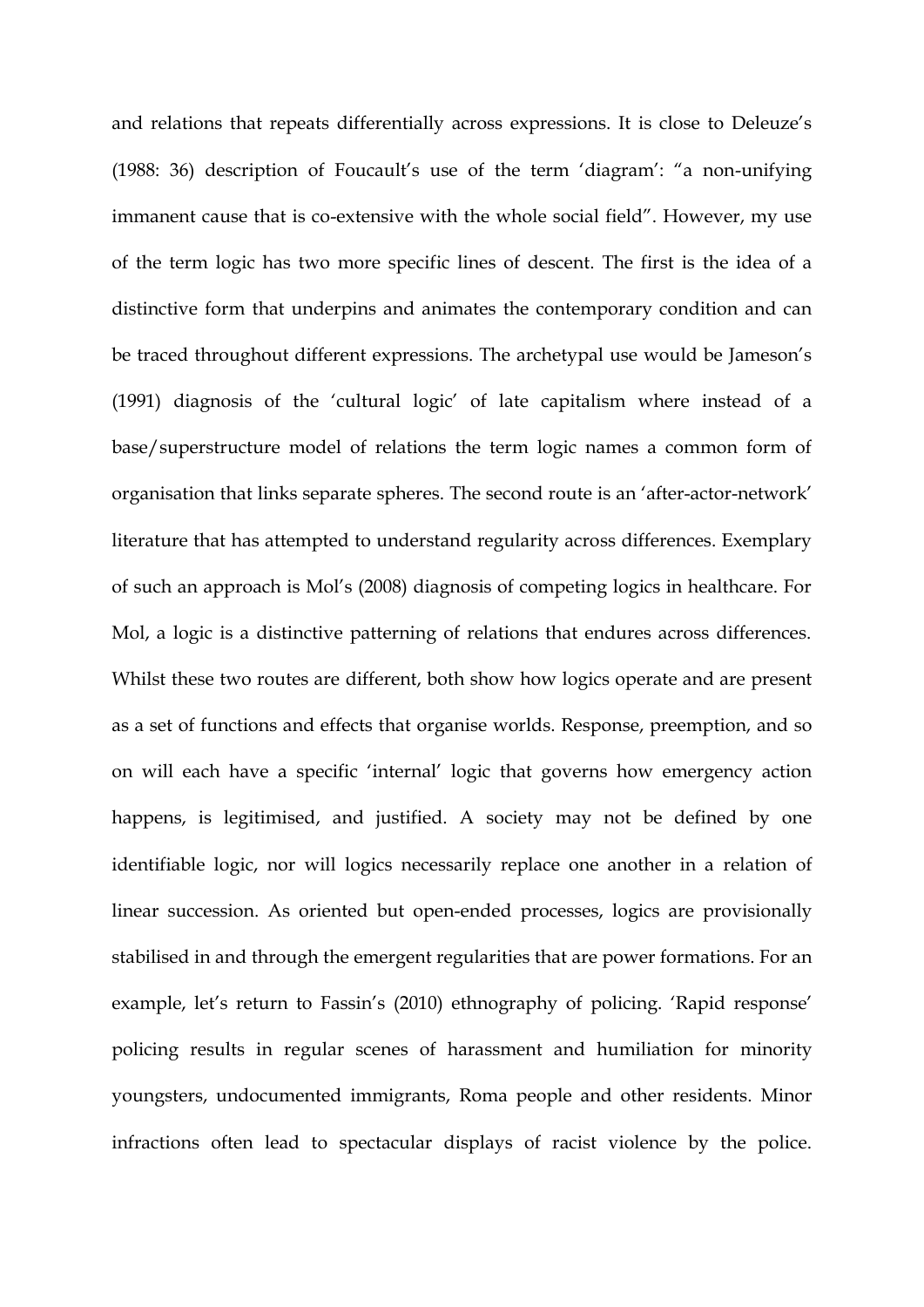and relations that repeats differentially across expressions. It is close to Deleuze's (1988: 36) description of Foucault's use of the term 'diagram': "a non-unifying immanent cause that is co-extensive with the whole social field". However, my use of the term logic has two more specific lines of descent. The first is the idea of a distinctive form that underpins and animates the contemporary condition and can be traced throughout different expressions. The archetypal use would be Jameson's (1991) diagnosis of the 'cultural logic' of late capitalism where instead of a base/superstructure model of relations the term logic names a common form of organisation that links separate spheres. The second route is an 'after-actor-network' literature that has attempted to understand regularity across differences. Exemplary of such an approach is Mol's (2008) diagnosis of competing logics in healthcare. For Mol, a logic is a distinctive patterning of relations that endures across differences. Whilst these two routes are different, both show how logics operate and are present as a set of functions and effects that organise worlds. Response, preemption, and so on will each have a specific 'internal' logic that governs how emergency action happens, is legitimised, and justified. A society may not be defined by one identifiable logic, nor will logics necessarily replace one another in a relation of linear succession. As oriented but open-ended processes, logics are provisionally stabilised in and through the emergent regularities that are power formations. For an example, let's return to Fassin's (2010) ethnography of policing. 'Rapid response' policing results in regular scenes of harassment and humiliation for minority youngsters, undocumented immigrants, Roma people and other residents. Minor infractions often lead to spectacular displays of racist violence by the police.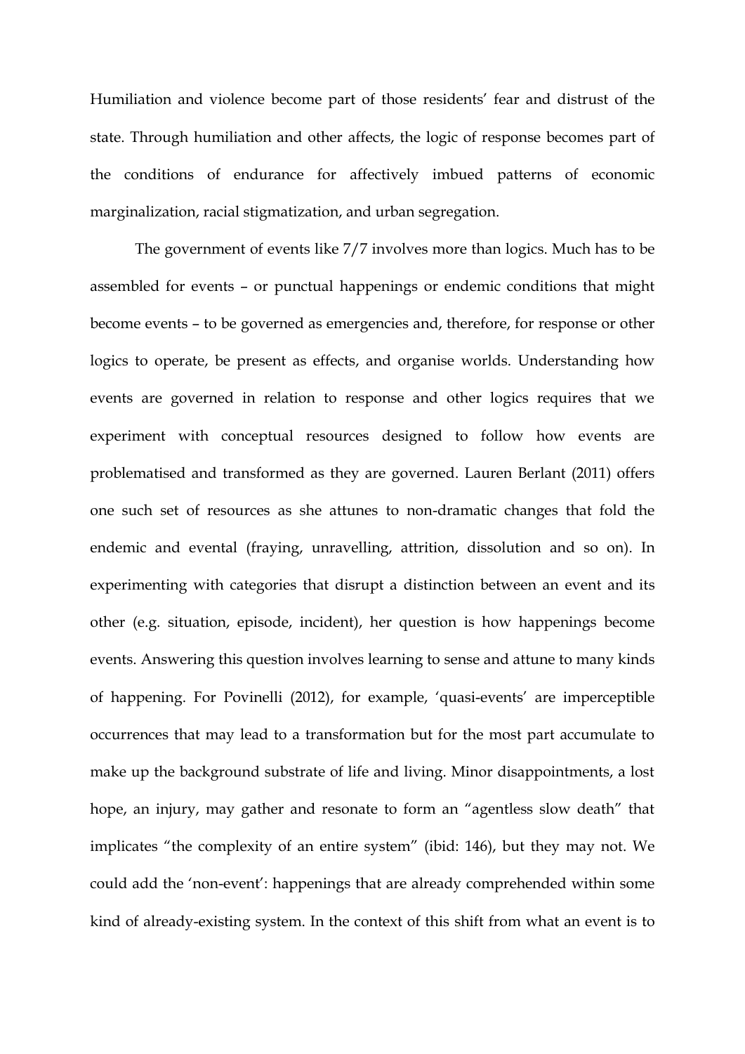Humiliation and violence become part of those residents' fear and distrust of the state. Through humiliation and other affects, the logic of response becomes part of the conditions of endurance for affectively imbued patterns of economic marginalization, racial stigmatization, and urban segregation.

The government of events like 7/7 involves more than logics. Much has to be assembled for events – or punctual happenings or endemic conditions that might become events – to be governed as emergencies and, therefore, for response or other logics to operate, be present as effects, and organise worlds. Understanding how events are governed in relation to response and other logics requires that we experiment with conceptual resources designed to follow how events are problematised and transformed as they are governed. Lauren Berlant (2011) offers one such set of resources as she attunes to non-dramatic changes that fold the endemic and evental (fraying, unravelling, attrition, dissolution and so on). In experimenting with categories that disrupt a distinction between an event and its other (e.g. situation, episode, incident), her question is how happenings become events. Answering this question involves learning to sense and attune to many kinds of happening. For Povinelli (2012), for example, 'quasi-events' are imperceptible occurrences that may lead to a transformation but for the most part accumulate to make up the background substrate of life and living. Minor disappointments, a lost hope, an injury, may gather and resonate to form an "agentless slow death" that implicates "the complexity of an entire system" (ibid: 146), but they may not. We could add the 'non-event': happenings that are already comprehended within some kind of already-existing system. In the context of this shift from what an event is to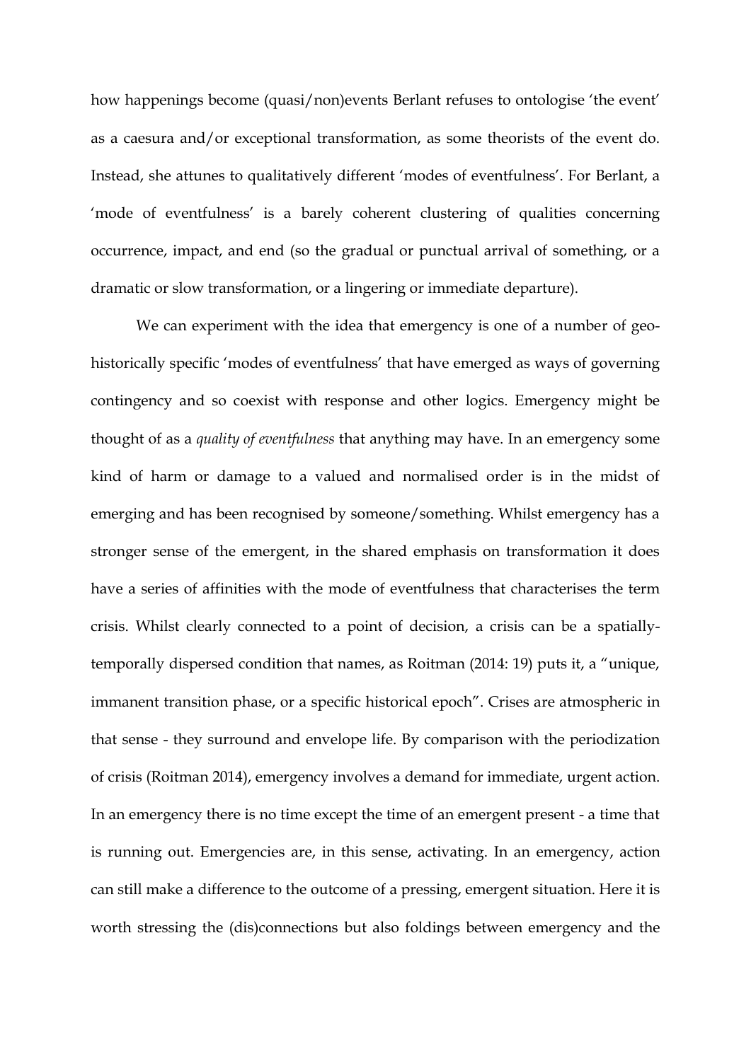how happenings become (quasi/non)events Berlant refuses to ontologise 'the event' as a caesura and/or exceptional transformation, as some theorists of the event do. Instead, she attunes to qualitatively different 'modes of eventfulness'. For Berlant, a 'mode of eventfulness' is a barely coherent clustering of qualities concerning occurrence, impact, and end (so the gradual or punctual arrival of something, or a dramatic or slow transformation, or a lingering or immediate departure).

We can experiment with the idea that emergency is one of a number of geo-historically specific 'modes of eventfulness' that have emerged as ways of governing contingency and so coexist with response and other logics. Emergency might be thought of as a *quality of eventfulness* that anything may have. In an emergency some kind of harm or damage to a valued and normalised order is in the midst of emerging and has been recognised by someone/something. Whilst emergency has a stronger sense of the emergent, in the shared emphasis on transformation it does have a series of affinities with the mode of eventfulness that characterises the term crisis. Whilst clearly connected to a point of decision, a crisis can be a spatially-temporally dispersed condition that names, as Roitman (2014: 19) puts it, a "unique, immanent transition phase, or a specific historical epoch". Crises are atmospheric in that sense - they surround and envelope life. By comparison with the periodization of crisis (Roitman 2014), emergency involves a demand for immediate, urgent action. In an emergency there is no time except the time of an emergent present - a time that is running out. Emergencies are, in this sense, activating. In an emergency, action can still make a difference to the outcome of a pressing, emergent situation. Here it is worth stressing the (dis)connections but also foldings between emergency and the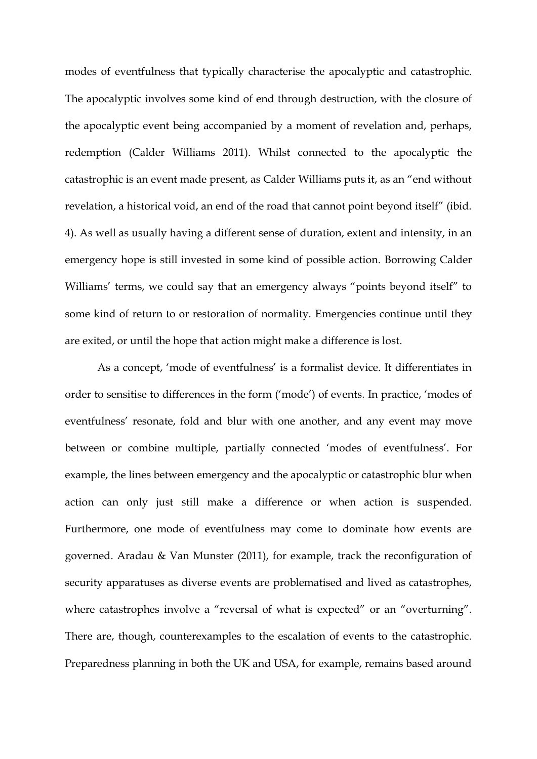modes of eventfulness that typically characterise the apocalyptic and catastrophic. The apocalyptic involves some kind of end through destruction, with the closure of the apocalyptic event being accompanied by a moment of revelation and, perhaps, redemption (Calder Williams 2011). Whilst connected to the apocalyptic the catastrophic is an event made present, as Calder Williams puts it, as an "end without revelation, a historical void, an end of the road that cannot point beyond itself" (ibid. 4). As well as usually having a different sense of duration, extent and intensity, in an emergency hope is still invested in some kind of possible action. Borrowing Calder Williams' terms, we could say that an emergency always "points beyond itself" to some kind of return to or restoration of normality. Emergencies continue until they are exited, or until the hope that action might make a difference is lost.

As a concept, 'mode of eventfulness' is a formalist device. It differentiates in order to sensitise to differences in the form ('mode') of events. In practice, 'modes of eventfulness' resonate, fold and blur with one another, and any event may move between or combine multiple, partially connected 'modes of eventfulness'. For example, the lines between emergency and the apocalyptic or catastrophic blur when action can only just still make a difference or when action is suspended. Furthermore, one mode of eventfulness may come to dominate how events are governed. Aradau & Van Munster (2011), for example, track the reconfiguration of security apparatuses as diverse events are problematised and lived as catastrophes, where catastrophes involve a "reversal of what is expected" or an "overturning". There are, though, counterexamples to the escalation of events to the catastrophic. Preparedness planning in both the UK and USA, for example, remains based around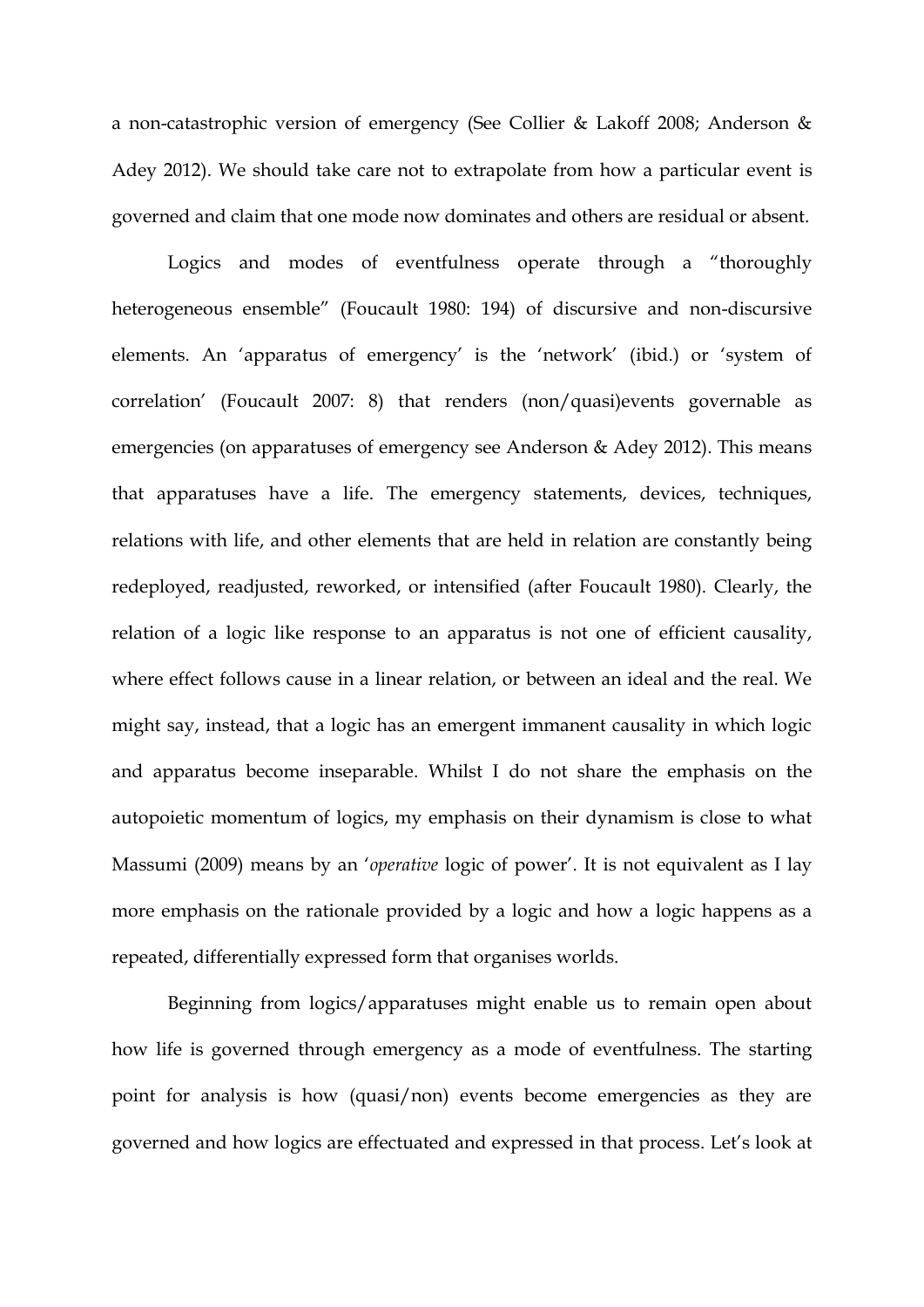a non-catastrophic version of emergency (See Collier & Lakoff 2008; Anderson & Adey 2012). We should take care not to extrapolate from how a particular event is governed and claim that one mode now dominates and others are residual or absent.

Logics and modes of eventfulness operate through a "thoroughly heterogeneous ensemble" (Foucault 1980: 194) of discursive and non-discursive elements. An 'apparatus of emergency' is the 'network' (ibid.) or 'system of correlation' (Foucault 2007: 8) that renders (non/quasi)events governable as emergencies (on apparatuses of emergency see Anderson & Adey 2012). This means that apparatuses have a life. The emergency statements, devices, techniques, relations with life, and other elements that are held in relation are constantly being redeployed, readjusted, reworked, or intensified (after Foucault 1980). Clearly, the relation of a logic like response to an apparatus is not one of efficient causality, where effect follows cause in a linear relation, or between an ideal and the real. We might say, instead, that a logic has an emergent immanent causality in which logic and apparatus become inseparable. Whilst I do not share the emphasis on the autopoietic momentum of logics, my emphasis on their dynamism is close to what Massumi (2009) means by an '*operative* logic of power'. It is not equivalent as I lay more emphasis on the rationale provided by a logic and how a logic happens as a repeated, differentially expressed form that organises worlds.

Beginning from logics/apparatuses might enable us to remain open about how life is governed through emergency as a mode of eventfulness. The starting point for analysis is how (quasi/non) events become emergencies as they are governed and how logics are effectuated and expressed in that process. Let's look at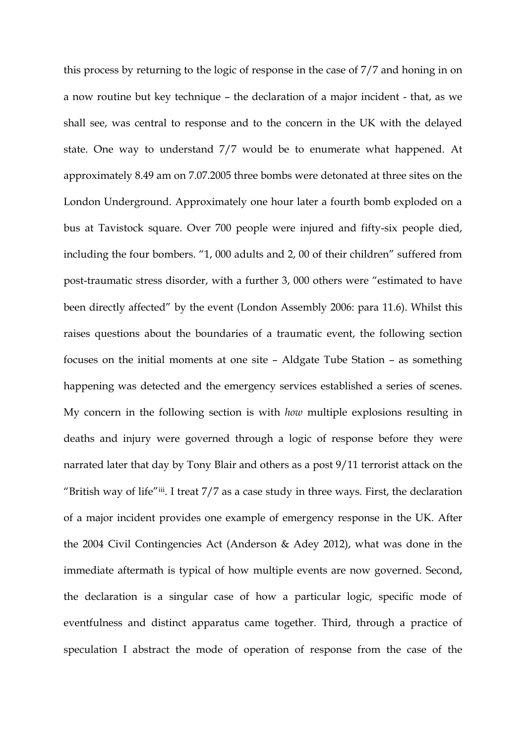this process by returning to the logic of response in the case of 7/7 and honing in on a now routine but key technique – the declaration of a major incident - that, as we shall see, was central to response and to the concern in the UK with the delayed state. One way to understand 7/7 would be to enumerate what happened. At approximately 8.49 am on 7.07.2005 three bombs were detonated at three sites on the London Underground. Approximately one hour later a fourth bomb exploded on a bus at Tavistock square. Over 700 people were injured and fifty-six people died, including the four bombers. "1, 000 adults and 2, 00 of their children" suffered from post-traumatic stress disorder, with a further 3, 000 others were "estimated to have been directly affected" by the event (London Assembly 2006: para 11.6). Whilst this raises questions about the boundaries of a traumatic event, the following section focuses on the initial moments at one site – Aldgate Tube Station – as something happening was detected and the emergency services established a series of scenes. My concern in the following section is with *how* multiple explosions resulting in deaths and injury were governed through a logic of response before they were narrated later that day by Tony Blair and others as a post 9/11 terrorist attack on the "British way of life"[iii]. I treat 7/7 as a case study in three ways. First, the declaration of a major incident provides one example of emergency response in the UK. After the 2004 Civil Contingencies Act (Anderson & Adey 2012), what was done in the immediate aftermath is typical of how multiple events are now governed. Second, the declaration is a singular case of how a particular logic, specific mode of eventfulness and distinct apparatus came together. Third, through a practice of speculation I abstract the mode of operation of response from the case of the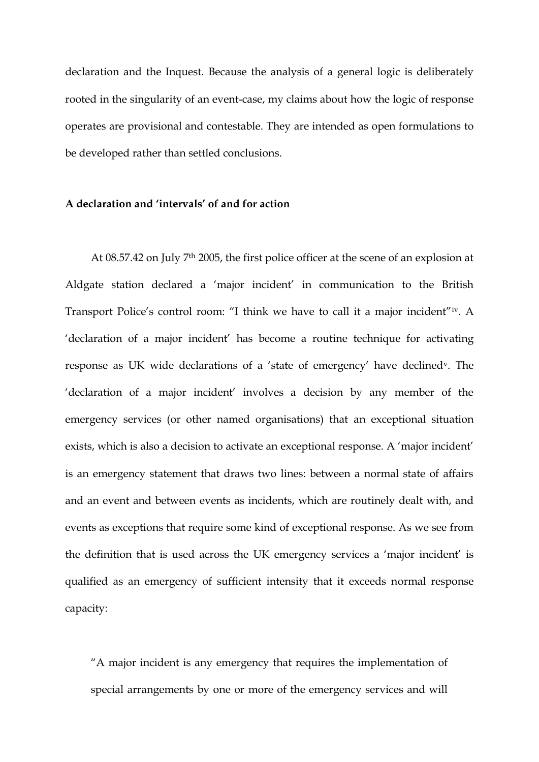declaration and the Inquest. Because the analysis of a general logic is deliberately rooted in the singularity of an event-case, my claims about how the logic of response operates are provisional and contestable. They are intended as open formulations to be developed rather than settled conclusions.

**A declaration and 'intervals' of and for action**

At 08.57.42 on July 7th 2005, the first police officer at the scene of an explosion at Aldgate station declared a 'major incident' in communication to the British Transport Police's control room: "I think we have to call it a major incident"[iv]. A 'declaration of a major incident' has become a routine technique for activating response as UK wide declarations of a 'state of emergency' have declined[v]. The 'declaration of a major incident' involves a decision by any member of the emergency services (or other named organisations) that an exceptional situation exists, which is also a decision to activate an exceptional response. A 'major incident' is an emergency statement that draws two lines: between a normal state of affairs and an event and between events as incidents, which are routinely dealt with, and events as exceptions that require some kind of exceptional response. As we see from the definition that is used across the UK emergency services a 'major incident' is qualified as an emergency of sufficient intensity that it exceeds normal response capacity:

> "A major incident is any emergency that requires the implementation of special arrangements by one or more of the emergency services and will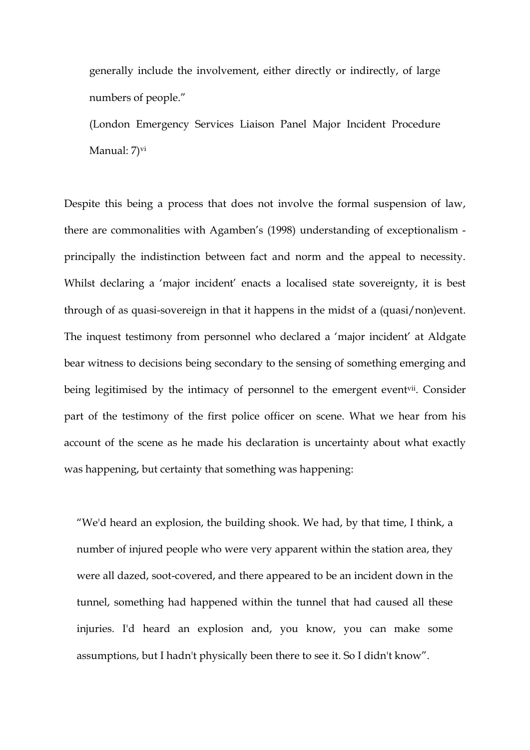generally include the involvement, either directly or indirectly, of large numbers of people."

(London Emergency Services Liaison Panel Major Incident Procedure Manual: 7)[vi]

Despite this being a process that does not involve the formal suspension of law, there are commonalities with Agamben's (1998) understanding of exceptionalism - principally the indistinction between fact and norm and the appeal to necessity. Whilst declaring a 'major incident' enacts a localised state sovereignty, it is best through of as quasi-sovereign in that it happens in the midst of a (quasi/non)event. The inquest testimony from personnel who declared a 'major incident' at Aldgate bear witness to decisions being secondary to the sensing of something emerging and being legitimised by the intimacy of personnel to the emergent event[vii]. Consider part of the testimony of the first police officer on scene. What we hear from his account of the scene as he made his declaration is uncertainty about what exactly was happening, but certainty that something was happening:

> "We'd heard an explosion, the building shook. We had, by that time, I think, a number of injured people who were very apparent within the station area, they were all dazed, soot-covered, and there appeared to be an incident down in the tunnel, something had happened within the tunnel that had caused all these injuries. I'd heard an explosion and, you know, you can make some assumptions, but I hadn't physically been there to see it. So I didn't know".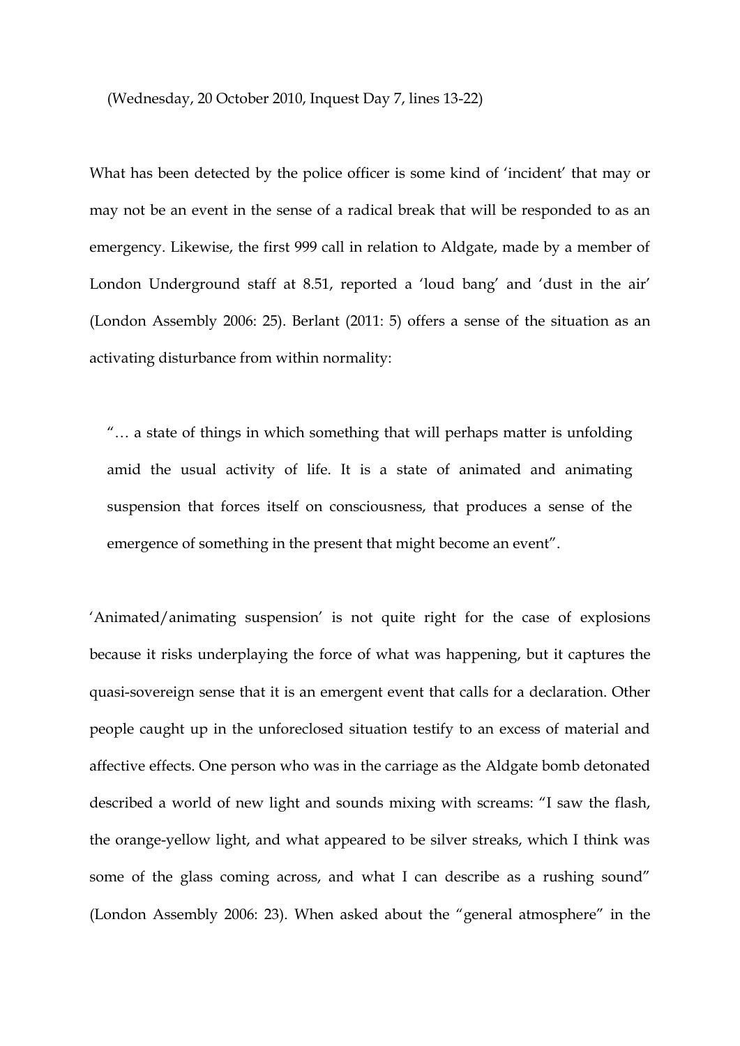(Wednesday, 20 October 2010, Inquest Day 7, lines 13-22)

What has been detected by the police officer is some kind of 'incident' that may or may not be an event in the sense of a radical break that will be responded to as an emergency. Likewise, the first 999 call in relation to Aldgate, made by a member of London Underground staff at 8.51, reported a 'loud bang' and 'dust in the air' (London Assembly 2006: 25). Berlant (2011: 5) offers a sense of the situation as an activating disturbance from within normality:

> "… a state of things in which something that will perhaps matter is unfolding amid the usual activity of life. It is a state of animated and animating suspension that forces itself on consciousness, that produces a sense of the emergence of something in the present that might become an event".

'Animated/animating suspension' is not quite right for the case of explosions because it risks underplaying the force of what was happening, but it captures the quasi-sovereign sense that it is an emergent event that calls for a declaration. Other people caught up in the unforeclosed situation testify to an excess of material and affective effects. One person who was in the carriage as the Aldgate bomb detonated described a world of new light and sounds mixing with screams: "I saw the flash, the orange-yellow light, and what appeared to be silver streaks, which I think was some of the glass coming across, and what I can describe as a rushing sound" (London Assembly 2006: 23). When asked about the "general atmosphere" in the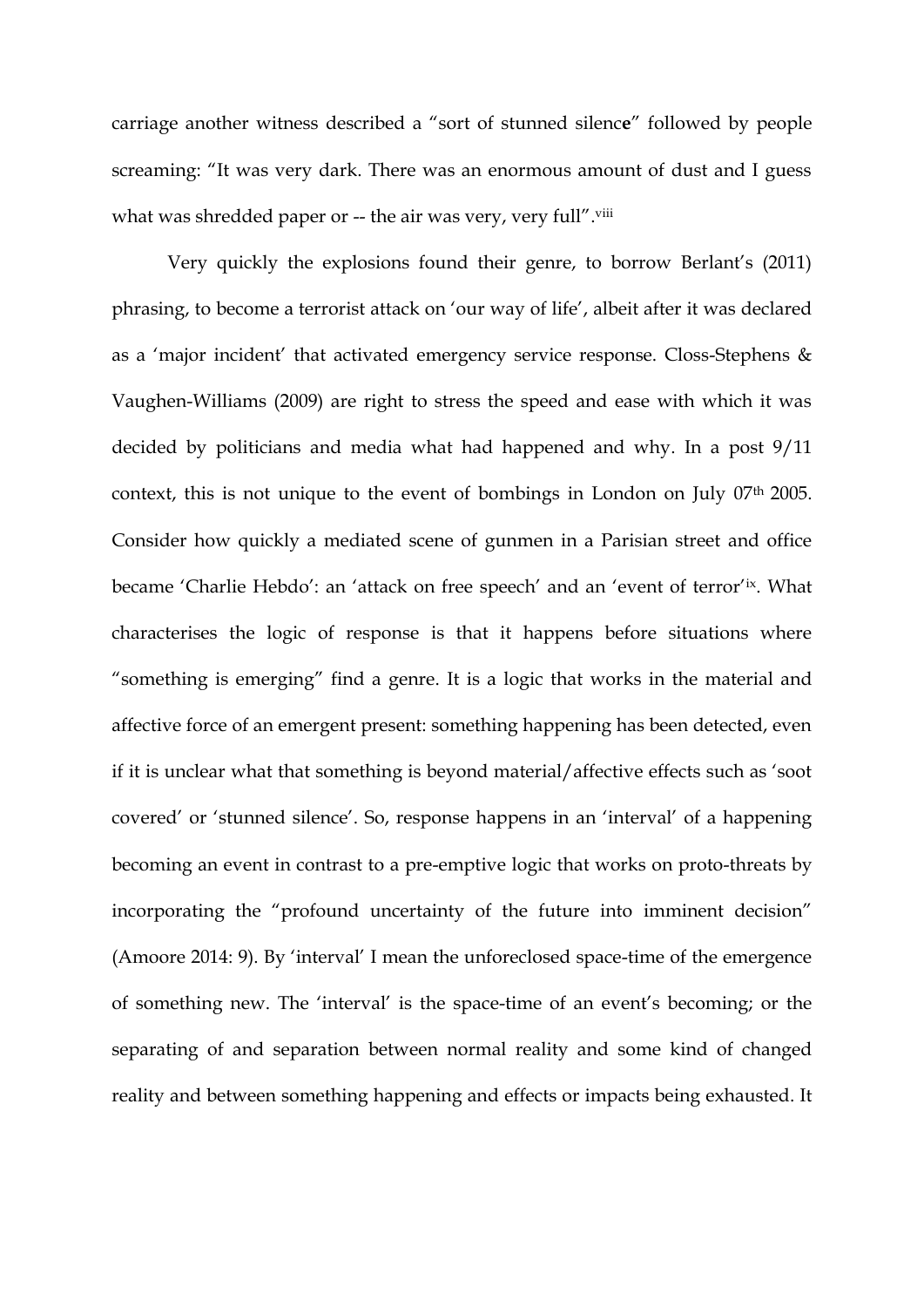carriage another witness described a "sort of stunned silence" followed by people screaming: "It was very dark. There was an enormous amount of dust and I guess what was shredded paper or -- the air was very, very full".[viii]

Very quickly the explosions found their genre, to borrow Berlant's (2011) phrasing, to become a terrorist attack on 'our way of life', albeit after it was declared as a 'major incident' that activated emergency service response. Closs-Stephens & Vaughen-Williams (2009) are right to stress the speed and ease with which it was decided by politicians and media what had happened and why. In a post 9/11 context, this is not unique to the event of bombings in London on July 07th 2005. Consider how quickly a mediated scene of gunmen in a Parisian street and office became 'Charlie Hebdo': an 'attack on free speech' and an 'event of terror'[ix]. What characterises the logic of response is that it happens before situations where "something is emerging" find a genre. It is a logic that works in the material and affective force of an emergent present: something happening has been detected, even if it is unclear what that something is beyond material/affective effects such as 'soot covered' or 'stunned silence'. So, response happens in an 'interval' of a happening becoming an event in contrast to a pre-emptive logic that works on proto-threats by incorporating the "profound uncertainty of the future into imminent decision" (Amoore 2014: 9). By 'interval' I mean the unforeclosed space-time of the emergence of something new. The 'interval' is the space-time of an event's becoming; or the separating of and separation between normal reality and some kind of changed reality and between something happening and effects or impacts being exhausted. It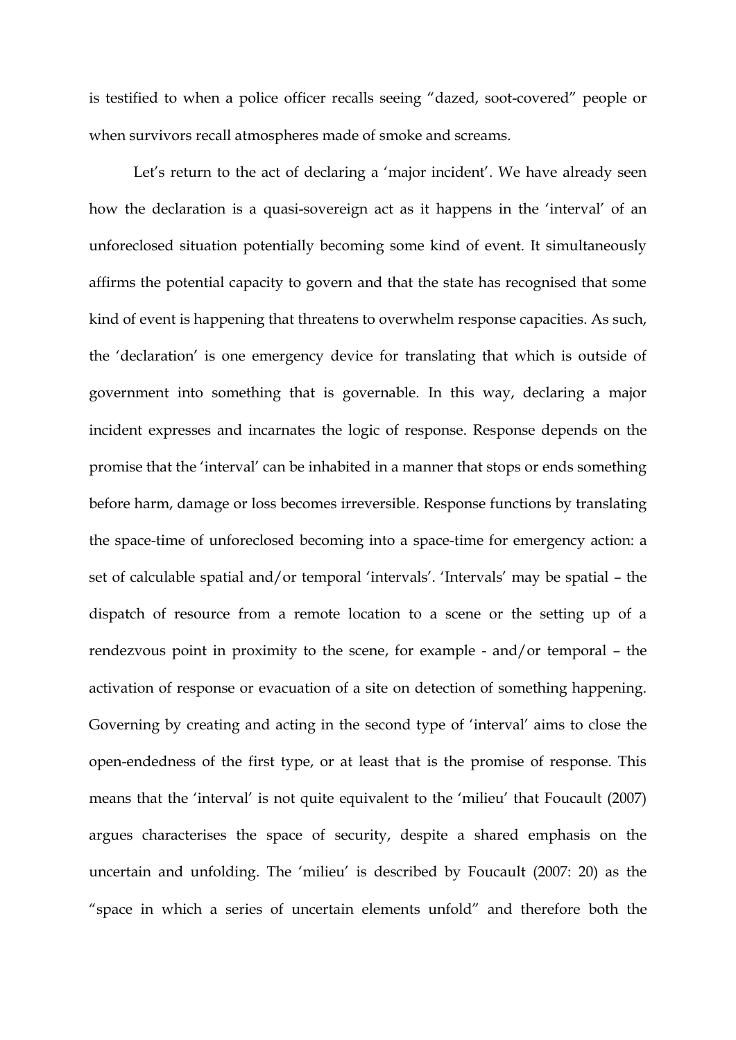is testified to when a police officer recalls seeing "dazed, soot-covered" people or when survivors recall atmospheres made of smoke and screams.

Let's return to the act of declaring a 'major incident'. We have already seen how the declaration is a quasi-sovereign act as it happens in the 'interval' of an unforeclosed situation potentially becoming some kind of event. It simultaneously affirms the potential capacity to govern and that the state has recognised that some kind of event is happening that threatens to overwhelm response capacities. As such, the 'declaration' is one emergency device for translating that which is outside of government into something that is governable. In this way, declaring a major incident expresses and incarnates the logic of response. Response depends on the promise that the 'interval' can be inhabited in a manner that stops or ends something before harm, damage or loss becomes irreversible. Response functions by translating the space-time of unforeclosed becoming into a space-time for emergency action: a set of calculable spatial and/or temporal 'intervals'. 'Intervals' may be spatial – the dispatch of resource from a remote location to a scene or the setting up of a rendezvous point in proximity to the scene, for example - and/or temporal – the activation of response or evacuation of a site on detection of something happening. Governing by creating and acting in the second type of 'interval' aims to close the open-endedness of the first type, or at least that is the promise of response. This means that the 'interval' is not quite equivalent to the 'milieu' that Foucault (2007) argues characterises the space of security, despite a shared emphasis on the uncertain and unfolding. The 'milieu' is described by Foucault (2007: 20) as the "space in which a series of uncertain elements unfold" and therefore both the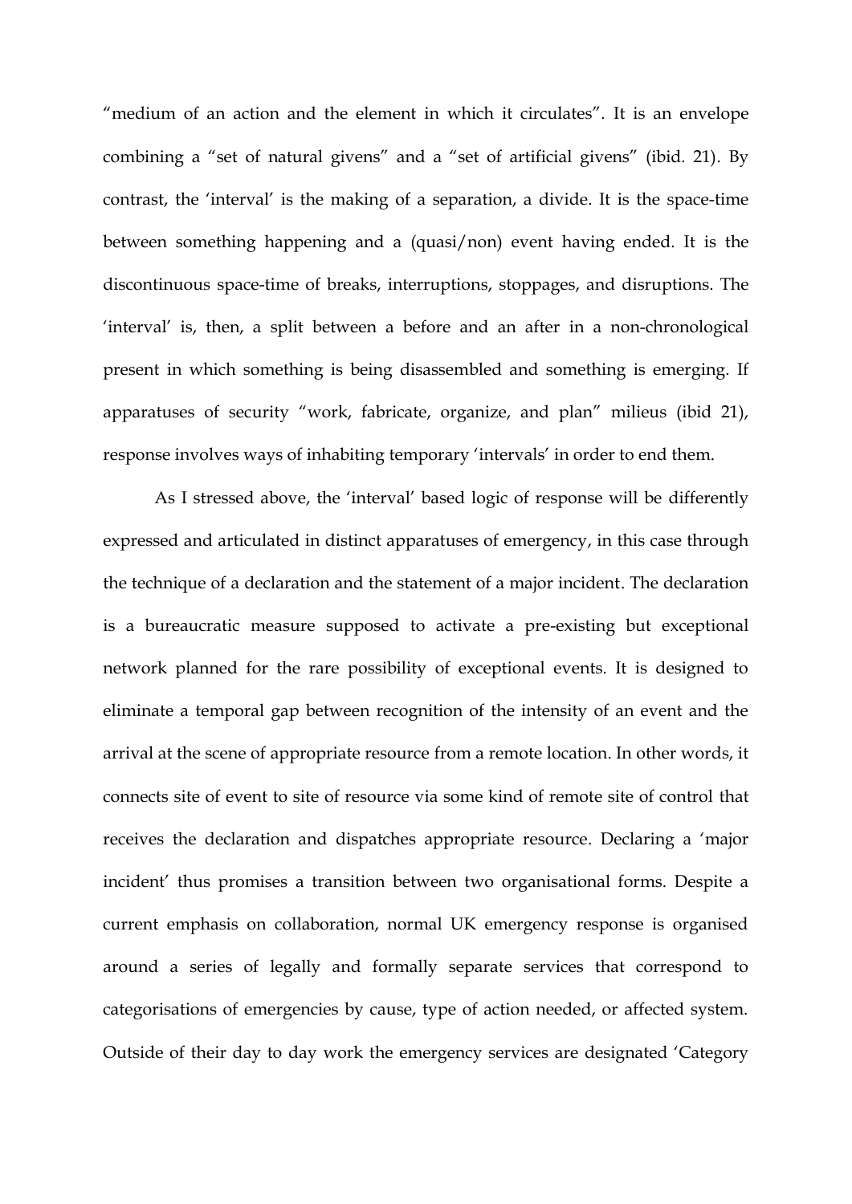"medium of an action and the element in which it circulates". It is an envelope combining a "set of natural givens" and a "set of artificial givens" (ibid. 21). By contrast, the 'interval' is the making of a separation, a divide. It is the space-time between something happening and a (quasi/non) event having ended. It is the discontinuous space-time of breaks, interruptions, stoppages, and disruptions. The 'interval' is, then, a split between a before and an after in a non-chronological present in which something is being disassembled and something is emerging. If apparatuses of security "work, fabricate, organize, and plan" milieus (ibid 21), response involves ways of inhabiting temporary 'intervals' in order to end them.

As I stressed above, the 'interval' based logic of response will be differently expressed and articulated in distinct apparatuses of emergency, in this case through the technique of a declaration and the statement of a major incident. The declaration is a bureaucratic measure supposed to activate a pre-existing but exceptional network planned for the rare possibility of exceptional events. It is designed to eliminate a temporal gap between recognition of the intensity of an event and the arrival at the scene of appropriate resource from a remote location. In other words, it connects site of event to site of resource via some kind of remote site of control that receives the declaration and dispatches appropriate resource. Declaring a 'major incident' thus promises a transition between two organisational forms. Despite a current emphasis on collaboration, normal UK emergency response is organised around a series of legally and formally separate services that correspond to categorisations of emergencies by cause, type of action needed, or affected system. Outside of their day to day work the emergency services are designated 'Category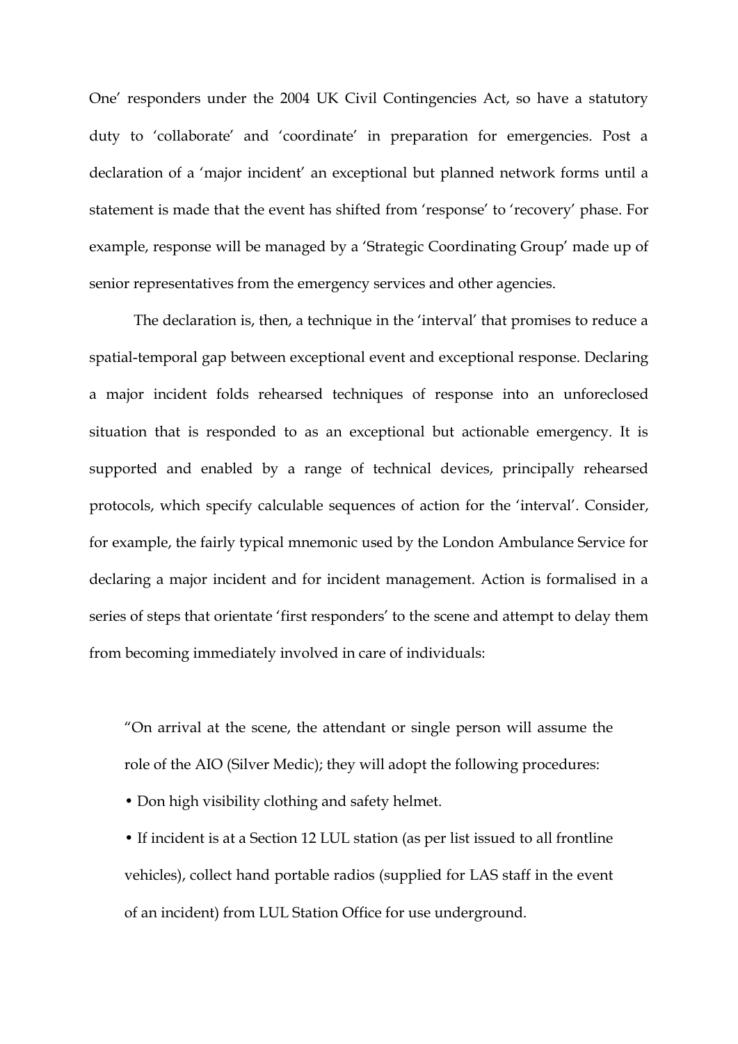One' responders under the 2004 UK Civil Contingencies Act, so have a statutory duty to 'collaborate' and 'coordinate' in preparation for emergencies. Post a declaration of a 'major incident' an exceptional but planned network forms until a statement is made that the event has shifted from 'response' to 'recovery' phase. For example, response will be managed by a 'Strategic Coordinating Group' made up of senior representatives from the emergency services and other agencies.

The declaration is, then, a technique in the 'interval' that promises to reduce a spatial-temporal gap between exceptional event and exceptional response. Declaring a major incident folds rehearsed techniques of response into an unforeclosed situation that is responded to as an exceptional but actionable emergency. It is supported and enabled by a range of technical devices, principally rehearsed protocols, which specify calculable sequences of action for the 'interval'. Consider, for example, the fairly typical mnemonic used by the London Ambulance Service for declaring a major incident and for incident management. Action is formalised in a series of steps that orientate 'first responders' to the scene and attempt to delay them from becoming immediately involved in care of individuals:

> "On arrival at the scene, the attendant or single person will assume the role of the AIO (Silver Medic); they will adopt the following procedures:
>
> • Don high visibility clothing and safety helmet.
>
> • If incident is at a Section 12 LUL station (as per list issued to all frontline vehicles), collect hand portable radios (supplied for LAS staff in the event of an incident) from LUL Station Office for use underground.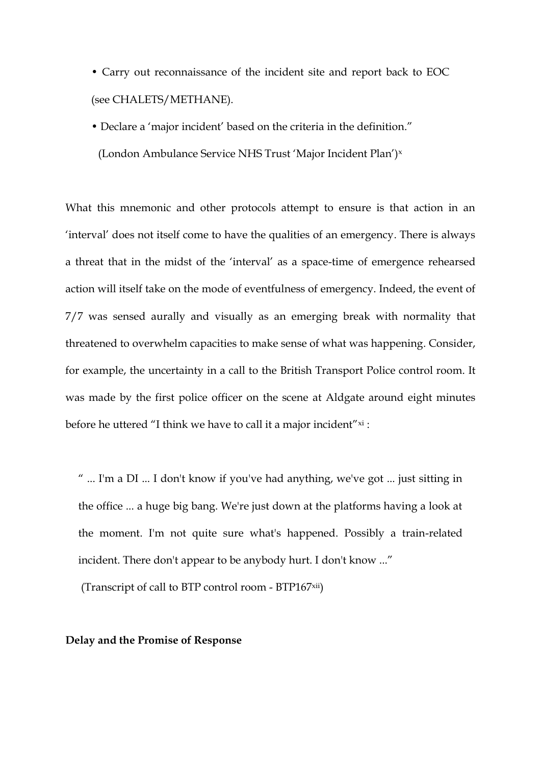• Carry out reconnaissance of the incident site and report back to EOC (see CHALETS/METHANE).

• Declare a 'major incident' based on the criteria in the definition."

(London Ambulance Service NHS Trust 'Major Incident Plan')[x]

What this mnemonic and other protocols attempt to ensure is that action in an 'interval' does not itself come to have the qualities of an emergency. There is always a threat that in the midst of the 'interval' as a space-time of emergence rehearsed action will itself take on the mode of eventfulness of emergency. Indeed, the event of 7/7 was sensed aurally and visually as an emerging break with normality that threatened to overwhelm capacities to make sense of what was happening. Consider, for example, the uncertainty in a call to the British Transport Police control room. It was made by the first police officer on the scene at Aldgate around eight minutes before he uttered "I think we have to call it a major incident"[xi] :

> " ... I'm a DI ... I don't know if you've had anything, we've got ... just sitting in the office ... a huge big bang. We're just down at the platforms having a look at the moment. I'm not quite sure what's happened. Possibly a train-related incident. There don't appear to be anybody hurt. I don't know ..."
>
> (Transcript of call to BTP control room - BTP167[xii])

**Delay and the Promise of Response**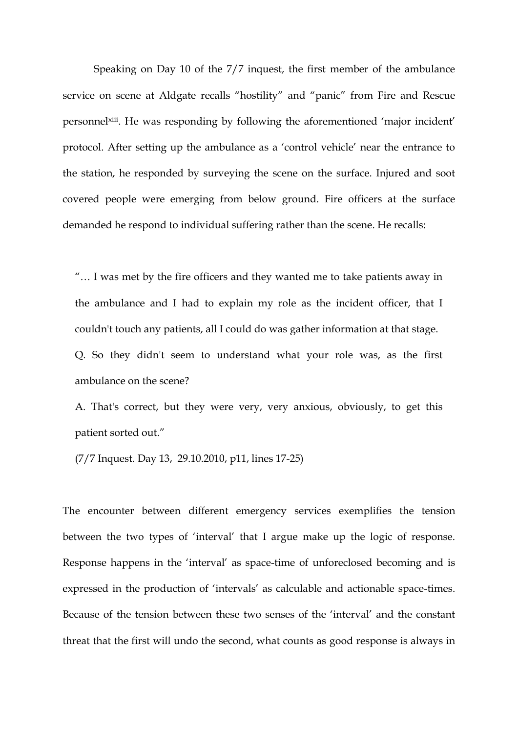Speaking on Day 10 of the 7/7 inquest, the first member of the ambulance service on scene at Aldgate recalls “hostility” and “panic” from Fire and Rescue personnel[xiii]. He was responding by following the aforementioned ‘major incident’ protocol. After setting up the ambulance as a ‘control vehicle’ near the entrance to the station, he responded by surveying the scene on the surface. Injured and soot covered people were emerging from below ground. Fire officers at the surface demanded he respond to individual suffering rather than the scene. He recalls:

> “… I was met by the fire officers and they wanted me to take patients away in the ambulance and I had to explain my role as the incident officer, that I couldn't touch any patients, all I could do was gather information at that stage.
>
> Q. So they didn't seem to understand what your role was, as the first ambulance on the scene?
>
> A. That's correct, but they were very, very anxious, obviously, to get this patient sorted out.”
>
> (7/7 Inquest. Day 13, 29.10.2010, p11, lines 17-25)

The encounter between different emergency services exemplifies the tension between the two types of ‘interval’ that I argue make up the logic of response. Response happens in the ‘interval’ as space-time of unforeclosed becoming and is expressed in the production of ‘intervals’ as calculable and actionable space-times. Because of the tension between these two senses of the ‘interval’ and the constant threat that the first will undo the second, what counts as good response is always in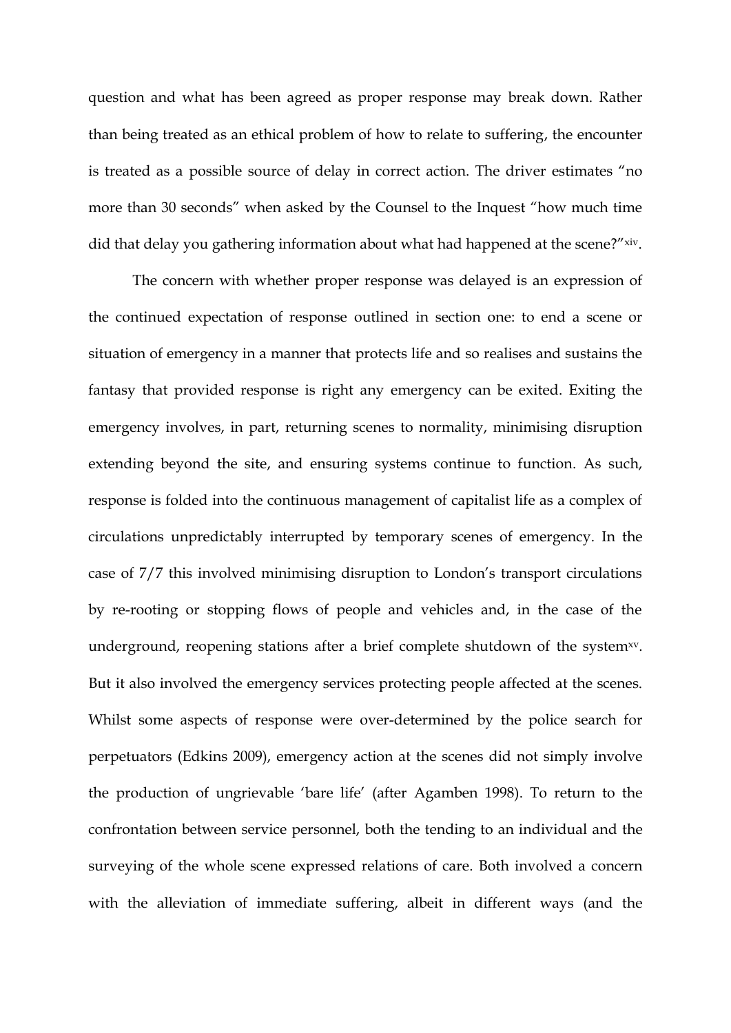question and what has been agreed as proper response may break down. Rather than being treated as an ethical problem of how to relate to suffering, the encounter is treated as a possible source of delay in correct action. The driver estimates "no more than 30 seconds" when asked by the Counsel to the Inquest "how much time did that delay you gathering information about what had happened at the scene?"[xiv].

The concern with whether proper response was delayed is an expression of the continued expectation of response outlined in section one: to end a scene or situation of emergency in a manner that protects life and so realises and sustains the fantasy that provided response is right any emergency can be exited. Exiting the emergency involves, in part, returning scenes to normality, minimising disruption extending beyond the site, and ensuring systems continue to function. As such, response is folded into the continuous management of capitalist life as a complex of circulations unpredictably interrupted by temporary scenes of emergency. In the case of 7/7 this involved minimising disruption to London's transport circulations by re-rooting or stopping flows of people and vehicles and, in the case of the underground, reopening stations after a brief complete shutdown of the system[xv]. But it also involved the emergency services protecting people affected at the scenes. Whilst some aspects of response were over-determined by the police search for perpetuators (Edkins 2009), emergency action at the scenes did not simply involve the production of ungrievable 'bare life' (after Agamben 1998). To return to the confrontation between service personnel, both the tending to an individual and the surveying of the whole scene expressed relations of care. Both involved a concern with the alleviation of immediate suffering, albeit in different ways (and the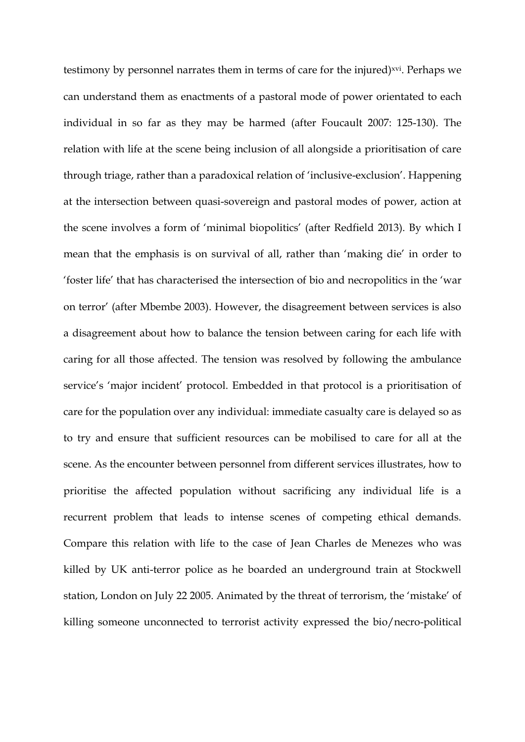testimony by personnel narrates them in terms of care for the injured)[xvi]. Perhaps we can understand them as enactments of a pastoral mode of power orientated to each individual in so far as they may be harmed (after Foucault 2007: 125-130). The relation with life at the scene being inclusion of all alongside a prioritisation of care through triage, rather than a paradoxical relation of 'inclusive-exclusion'. Happening at the intersection between quasi-sovereign and pastoral modes of power, action at the scene involves a form of 'minimal biopolitics' (after Redfield 2013). By which I mean that the emphasis is on survival of all, rather than 'making die' in order to 'foster life' that has characterised the intersection of bio and necropolitics in the 'war on terror' (after Mbembe 2003). However, the disagreement between services is also a disagreement about how to balance the tension between caring for each life with caring for all those affected. The tension was resolved by following the ambulance service's 'major incident' protocol. Embedded in that protocol is a prioritisation of care for the population over any individual: immediate casualty care is delayed so as to try and ensure that sufficient resources can be mobilised to care for all at the scene. As the encounter between personnel from different services illustrates, how to prioritise the affected population without sacrificing any individual life is a recurrent problem that leads to intense scenes of competing ethical demands. Compare this relation with life to the case of Jean Charles de Menezes who was killed by UK anti-terror police as he boarded an underground train at Stockwell station, London on July 22 2005. Animated by the threat of terrorism, the 'mistake' of killing someone unconnected to terrorist activity expressed the bio/necro-political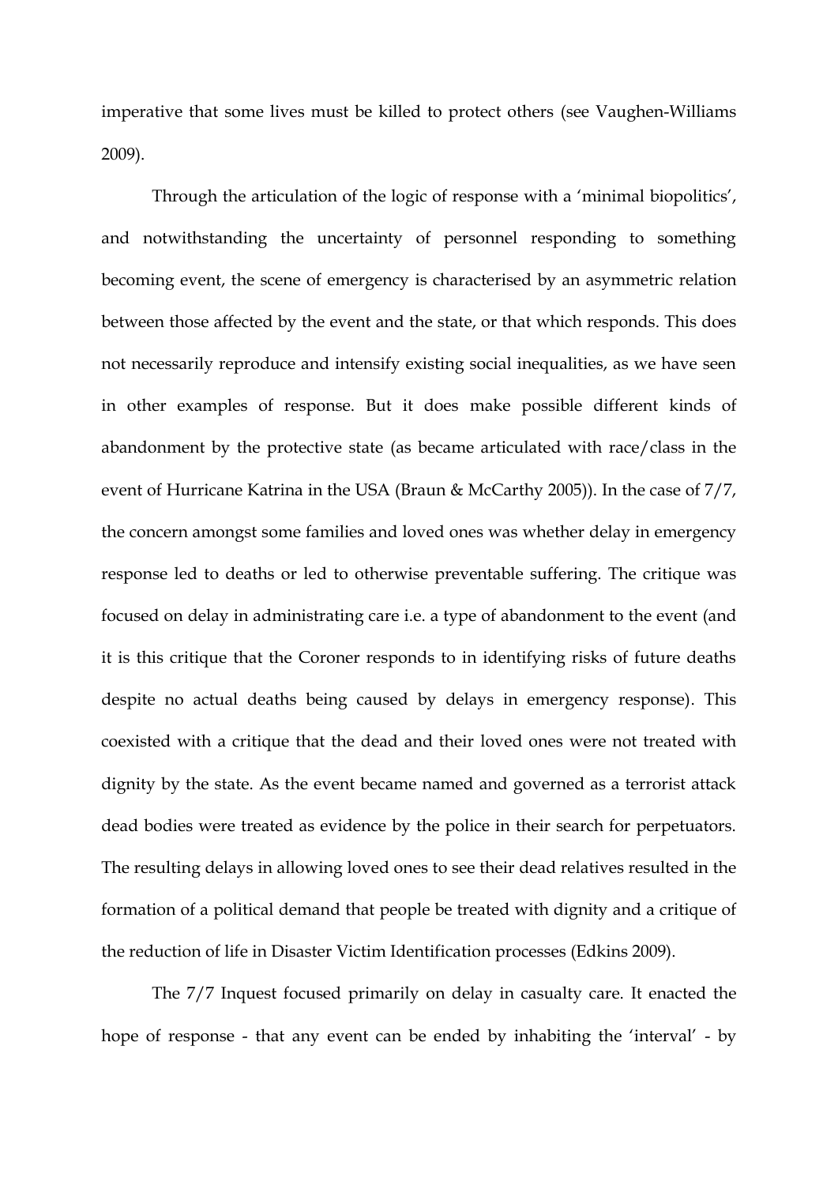imperative that some lives must be killed to protect others (see Vaughen-Williams 2009).

Through the articulation of the logic of response with a 'minimal biopolitics', and notwithstanding the uncertainty of personnel responding to something becoming event, the scene of emergency is characterised by an asymmetric relation between those affected by the event and the state, or that which responds. This does not necessarily reproduce and intensify existing social inequalities, as we have seen in other examples of response. But it does make possible different kinds of abandonment by the protective state (as became articulated with race/class in the event of Hurricane Katrina in the USA (Braun & McCarthy 2005)). In the case of 7/7, the concern amongst some families and loved ones was whether delay in emergency response led to deaths or led to otherwise preventable suffering. The critique was focused on delay in administrating care i.e. a type of abandonment to the event (and it is this critique that the Coroner responds to in identifying risks of future deaths despite no actual deaths being caused by delays in emergency response). This coexisted with a critique that the dead and their loved ones were not treated with dignity by the state. As the event became named and governed as a terrorist attack dead bodies were treated as evidence by the police in their search for perpetuators. The resulting delays in allowing loved ones to see their dead relatives resulted in the formation of a political demand that people be treated with dignity and a critique of the reduction of life in Disaster Victim Identification processes (Edkins 2009).

The 7/7 Inquest focused primarily on delay in casualty care. It enacted the hope of response - that any event can be ended by inhabiting the 'interval' - by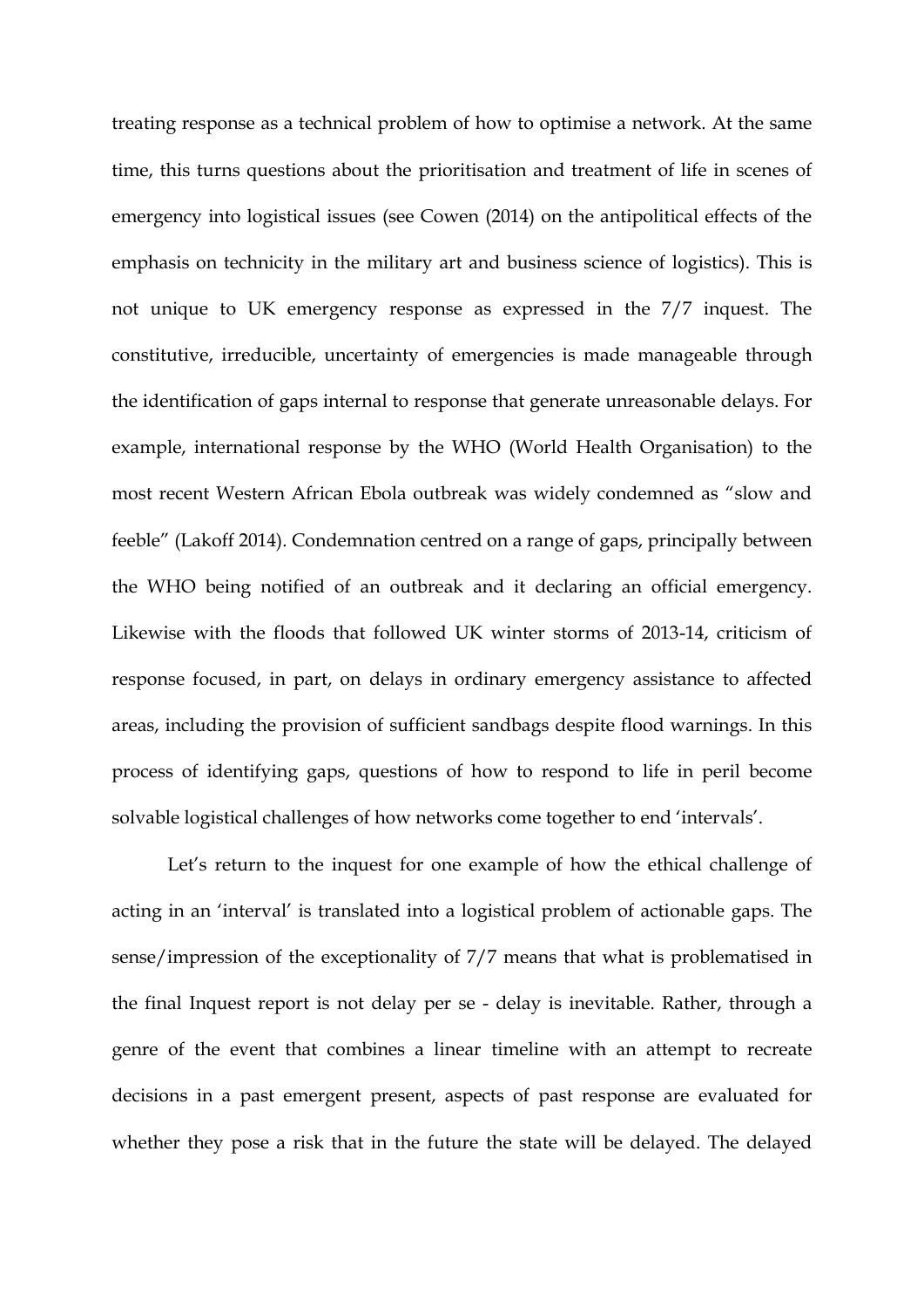treating response as a technical problem of how to optimise a network. At the same time, this turns questions about the prioritisation and treatment of life in scenes of emergency into logistical issues (see Cowen (2014) on the antipolitical effects of the emphasis on technicity in the military art and business science of logistics). This is not unique to UK emergency response as expressed in the 7/7 inquest. The constitutive, irreducible, uncertainty of emergencies is made manageable through the identification of gaps internal to response that generate unreasonable delays. For example, international response by the WHO (World Health Organisation) to the most recent Western African Ebola outbreak was widely condemned as "slow and feeble" (Lakoff 2014). Condemnation centred on a range of gaps, principally between the WHO being notified of an outbreak and it declaring an official emergency. Likewise with the floods that followed UK winter storms of 2013-14, criticism of response focused, in part, on delays in ordinary emergency assistance to affected areas, including the provision of sufficient sandbags despite flood warnings. In this process of identifying gaps, questions of how to respond to life in peril become solvable logistical challenges of how networks come together to end 'intervals'.

Let's return to the inquest for one example of how the ethical challenge of acting in an 'interval' is translated into a logistical problem of actionable gaps. The sense/impression of the exceptionality of 7/7 means that what is problematised in the final Inquest report is not delay per se - delay is inevitable. Rather, through a genre of the event that combines a linear timeline with an attempt to recreate decisions in a past emergent present, aspects of past response are evaluated for whether they pose a risk that in the future the state will be delayed. The delayed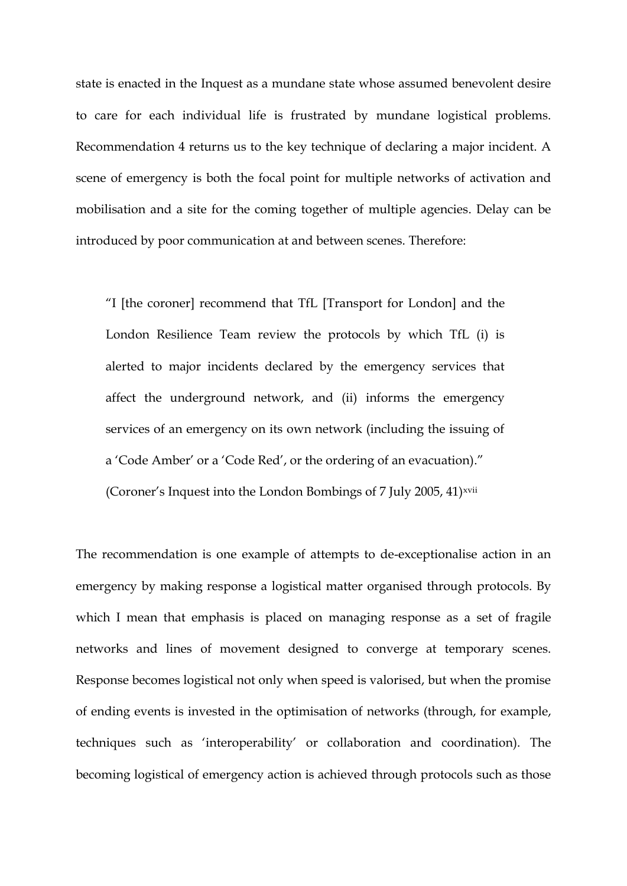state is enacted in the Inquest as a mundane state whose assumed benevolent desire to care for each individual life is frustrated by mundane logistical problems. Recommendation 4 returns us to the key technique of declaring a major incident. A scene of emergency is both the focal point for multiple networks of activation and mobilisation and a site for the coming together of multiple agencies. Delay can be introduced by poor communication at and between scenes. Therefore:

> "I [the coroner] recommend that TfL [Transport for London] and the London Resilience Team review the protocols by which TfL (i) is alerted to major incidents declared by the emergency services that affect the underground network, and (ii) informs the emergency services of an emergency on its own network (including the issuing of a 'Code Amber' or a 'Code Red', or the ordering of an evacuation)." (Coroner's Inquest into the London Bombings of 7 July 2005, 41)[xvii]

The recommendation is one example of attempts to de-exceptionalise action in an emergency by making response a logistical matter organised through protocols. By which I mean that emphasis is placed on managing response as a set of fragile networks and lines of movement designed to converge at temporary scenes. Response becomes logistical not only when speed is valorised, but when the promise of ending events is invested in the optimisation of networks (through, for example, techniques such as 'interoperability' or collaboration and coordination). The becoming logistical of emergency action is achieved through protocols such as those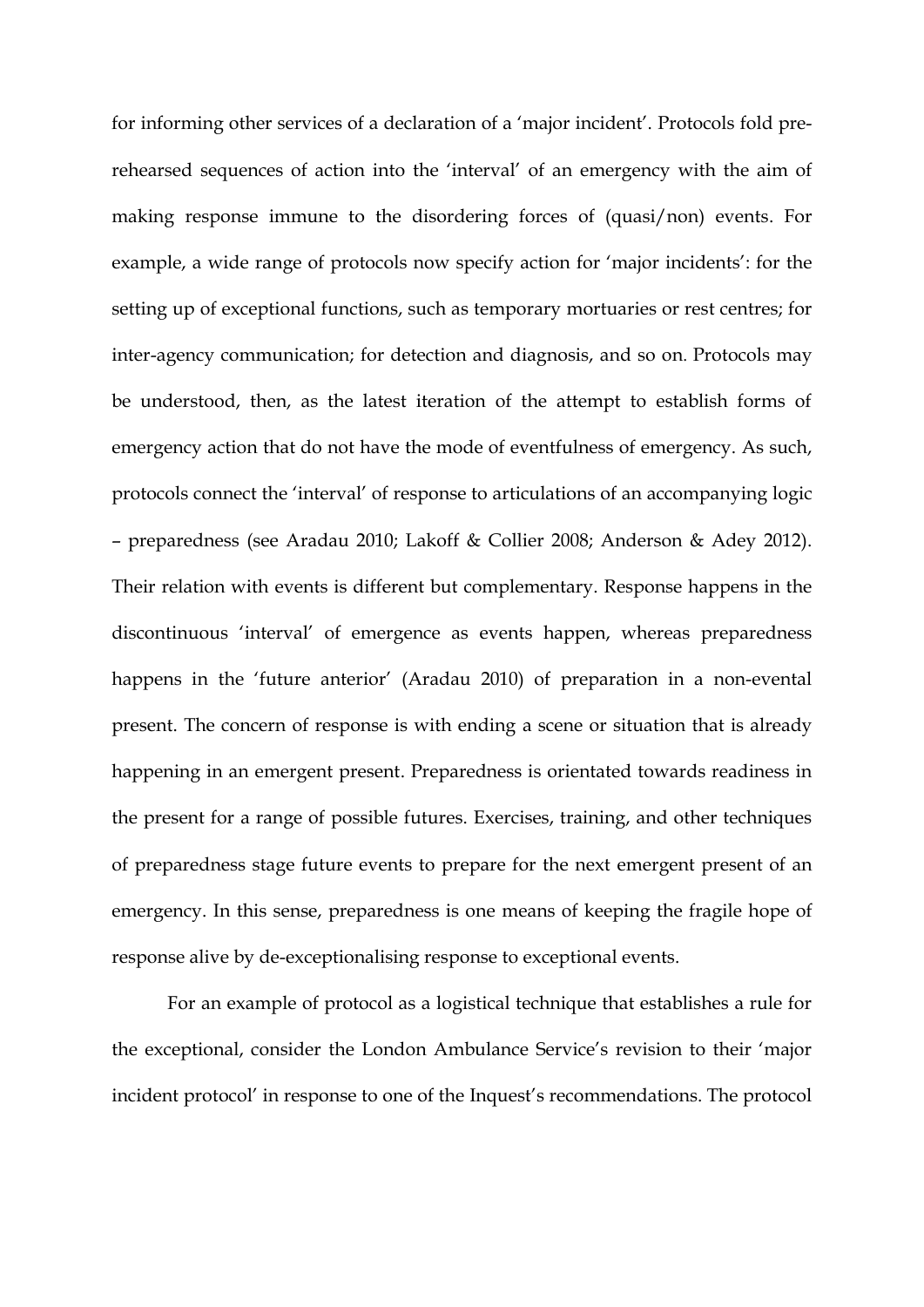for informing other services of a declaration of a 'major incident'. Protocols fold pre-rehearsed sequences of action into the 'interval' of an emergency with the aim of making response immune to the disordering forces of (quasi/non) events. For example, a wide range of protocols now specify action for 'major incidents': for the setting up of exceptional functions, such as temporary mortuaries or rest centres; for inter-agency communication; for detection and diagnosis, and so on. Protocols may be understood, then, as the latest iteration of the attempt to establish forms of emergency action that do not have the mode of eventfulness of emergency. As such, protocols connect the 'interval' of response to articulations of an accompanying logic – preparedness (see Aradau 2010; Lakoff & Collier 2008; Anderson & Adey 2012). Their relation with events is different but complementary. Response happens in the discontinuous 'interval' of emergence as events happen, whereas preparedness happens in the 'future anterior' (Aradau 2010) of preparation in a non-evental present. The concern of response is with ending a scene or situation that is already happening in an emergent present. Preparedness is orientated towards readiness in the present for a range of possible futures. Exercises, training, and other techniques of preparedness stage future events to prepare for the next emergent present of an emergency. In this sense, preparedness is one means of keeping the fragile hope of response alive by de-exceptionalising response to exceptional events.

For an example of protocol as a logistical technique that establishes a rule for the exceptional, consider the London Ambulance Service's revision to their 'major incident protocol' in response to one of the Inquest's recommendations. The protocol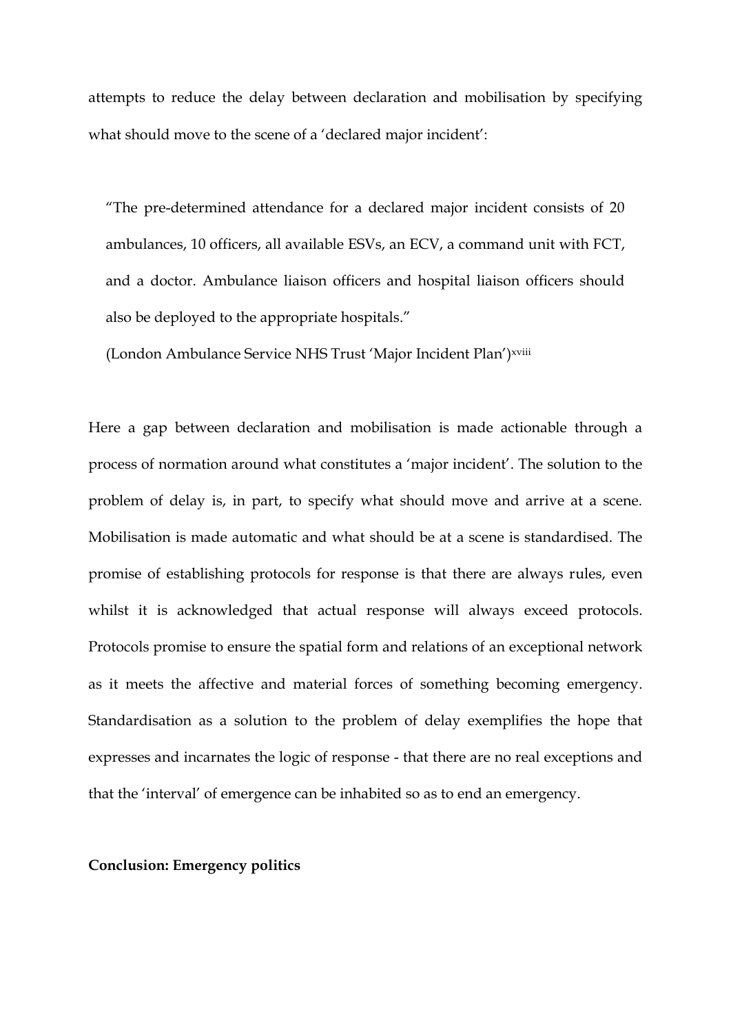attempts to reduce the delay between declaration and mobilisation by specifying what should move to the scene of a 'declared major incident':

> "The pre-determined attendance for a declared major incident consists of 20 ambulances, 10 officers, all available ESVs, an ECV, a command unit with FCT, and a doctor. Ambulance liaison officers and hospital liaison officers should also be deployed to the appropriate hospitals."
>
> (London Ambulance Service NHS Trust 'Major Incident Plan')[xviii]

Here a gap between declaration and mobilisation is made actionable through a process of normation around what constitutes a 'major incident'. The solution to the problem of delay is, in part, to specify what should move and arrive at a scene. Mobilisation is made automatic and what should be at a scene is standardised. The promise of establishing protocols for response is that there are always rules, even whilst it is acknowledged that actual response will always exceed protocols. Protocols promise to ensure the spatial form and relations of an exceptional network as it meets the affective and material forces of something becoming emergency. Standardisation as a solution to the problem of delay exemplifies the hope that expresses and incarnates the logic of response - that there are no real exceptions and that the 'interval' of emergence can be inhabited so as to end an emergency.

**Conclusion: Emergency politics**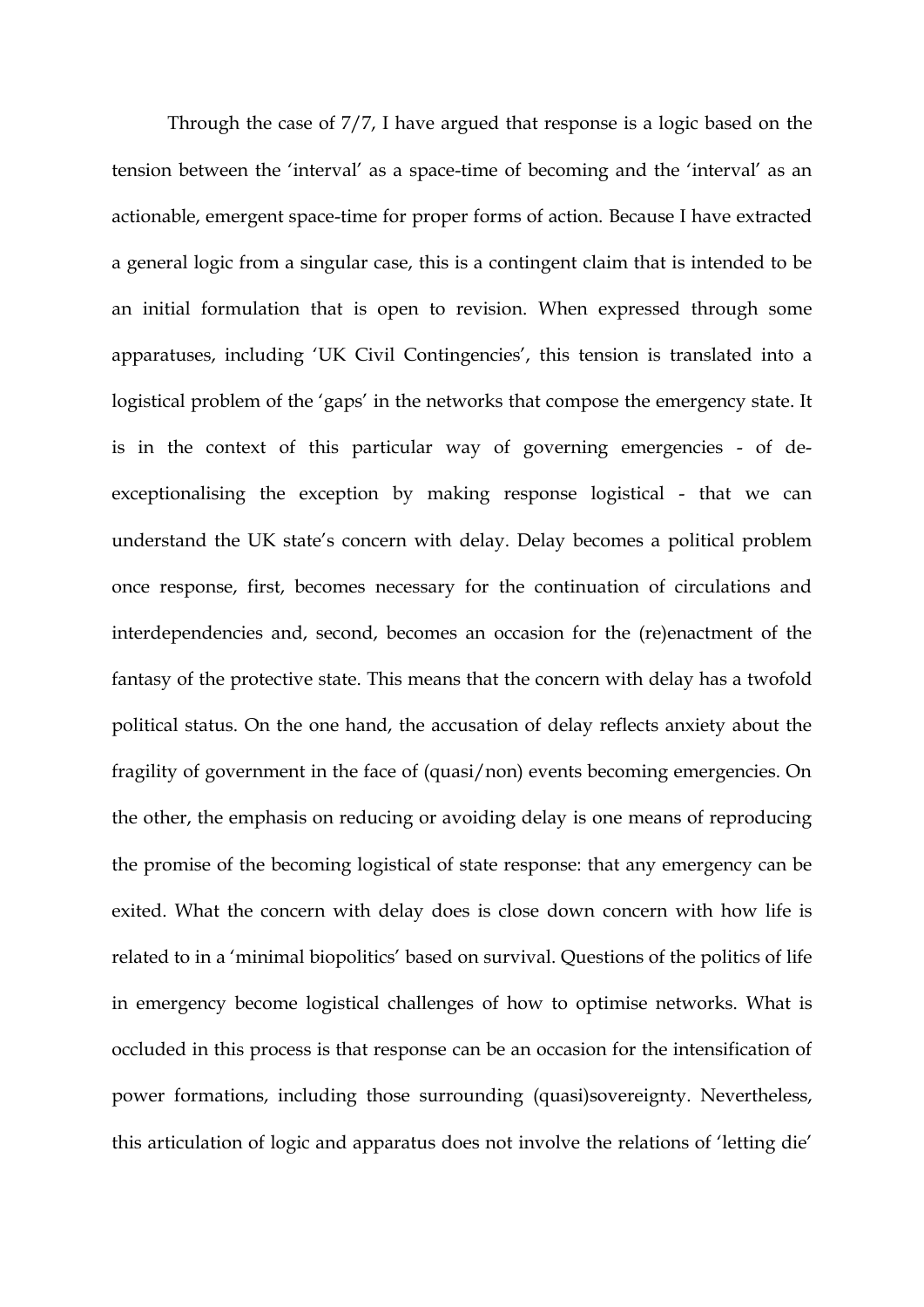Through the case of 7/7, I have argued that response is a logic based on the tension between the 'interval' as a space-time of becoming and the 'interval' as an actionable, emergent space-time for proper forms of action. Because I have extracted a general logic from a singular case, this is a contingent claim that is intended to be an initial formulation that is open to revision. When expressed through some apparatuses, including 'UK Civil Contingencies', this tension is translated into a logistical problem of the 'gaps' in the networks that compose the emergency state. It is in the context of this particular way of governing emergencies - of de-exceptionalising the exception by making response logistical - that we can understand the UK state's concern with delay. Delay becomes a political problem once response, first, becomes necessary for the continuation of circulations and interdependencies and, second, becomes an occasion for the (re)enactment of the fantasy of the protective state. This means that the concern with delay has a twofold political status. On the one hand, the accusation of delay reflects anxiety about the fragility of government in the face of (quasi/non) events becoming emergencies. On the other, the emphasis on reducing or avoiding delay is one means of reproducing the promise of the becoming logistical of state response: that any emergency can be exited. What the concern with delay does is close down concern with how life is related to in a 'minimal biopolitics' based on survival. Questions of the politics of life in emergency become logistical challenges of how to optimise networks. What is occluded in this process is that response can be an occasion for the intensification of power formations, including those surrounding (quasi)sovereignty. Nevertheless, this articulation of logic and apparatus does not involve the relations of 'letting die'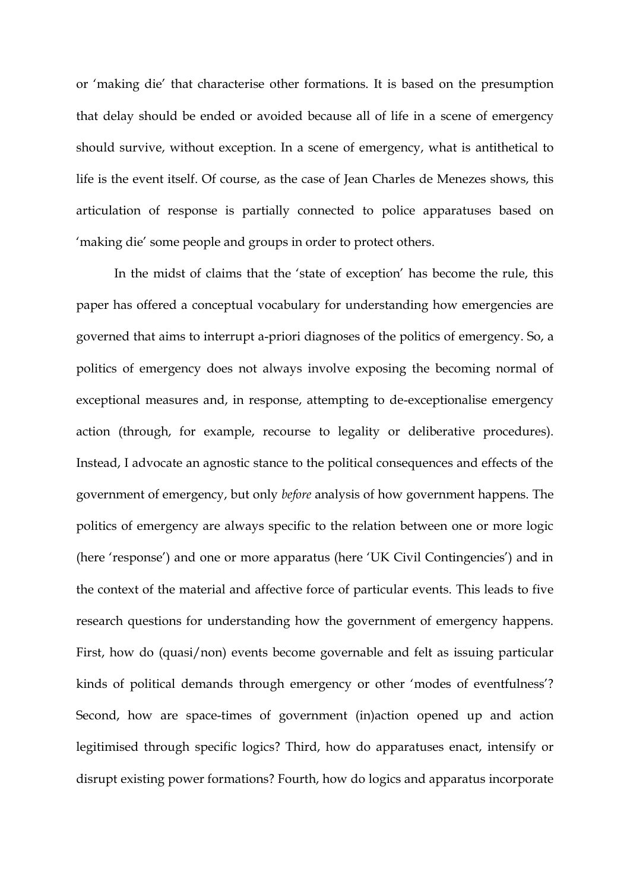or 'making die' that characterise other formations. It is based on the presumption that delay should be ended or avoided because all of life in a scene of emergency should survive, without exception. In a scene of emergency, what is antithetical to life is the event itself. Of course, as the case of Jean Charles de Menezes shows, this articulation of response is partially connected to police apparatuses based on 'making die' some people and groups in order to protect others.

In the midst of claims that the 'state of exception' has become the rule, this paper has offered a conceptual vocabulary for understanding how emergencies are governed that aims to interrupt a-priori diagnoses of the politics of emergency. So, a politics of emergency does not always involve exposing the becoming normal of exceptional measures and, in response, attempting to de-exceptionalise emergency action (through, for example, recourse to legality or deliberative procedures). Instead, I advocate an agnostic stance to the political consequences and effects of the government of emergency, but only *before* analysis of how government happens. The politics of emergency are always specific to the relation between one or more logic (here 'response') and one or more apparatus (here 'UK Civil Contingencies') and in the context of the material and affective force of particular events. This leads to five research questions for understanding how the government of emergency happens. First, how do (quasi/non) events become governable and felt as issuing particular kinds of political demands through emergency or other 'modes of eventfulness'? Second, how are space-times of government (in)action opened up and action legitimised through specific logics? Third, how do apparatuses enact, intensify or disrupt existing power formations? Fourth, how do logics and apparatus incorporate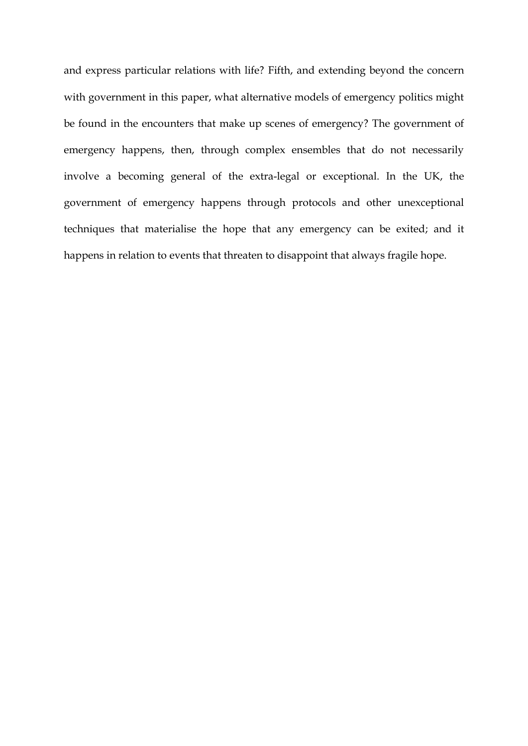and express particular relations with life? Fifth, and extending beyond the concern with government in this paper, what alternative models of emergency politics might be found in the encounters that make up scenes of emergency? The government of emergency happens, then, through complex ensembles that do not necessarily involve a becoming general of the extra-legal or exceptional. In the UK, the government of emergency happens through protocols and other unexceptional techniques that materialise the hope that any emergency can be exited; and it happens in relation to events that threaten to disappoint that always fragile hope.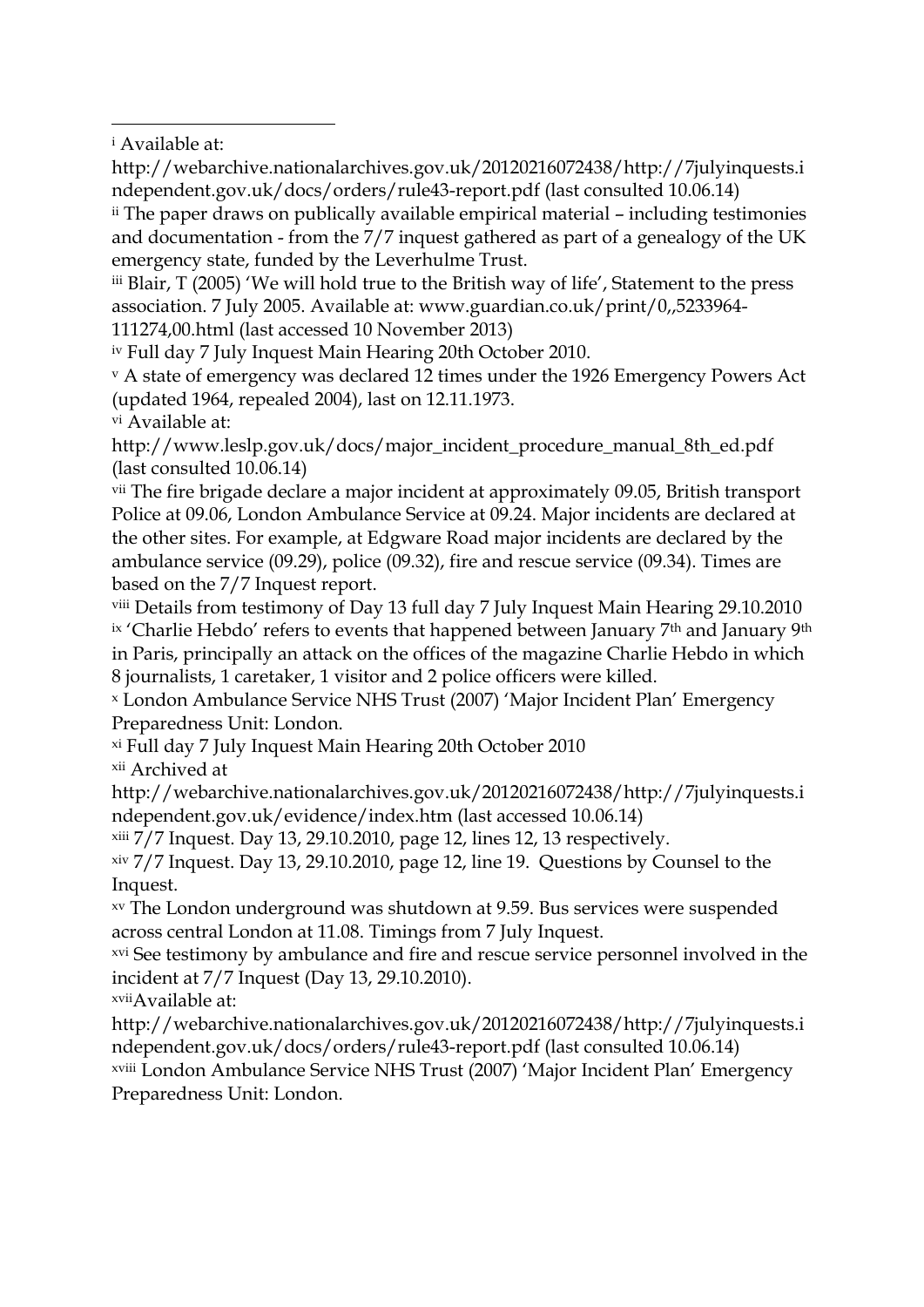---

[i] Available at: http://webarchive.nationalarchives.gov.uk/20120216072438/http://7julyinquests.independent.gov.uk/docs/orders/rule43-report.pdf (last consulted 10.06.14)

[ii] The paper draws on publically available empirical material – including testimonies and documentation - from the 7/7 inquest gathered as part of a genealogy of the UK emergency state, funded by the Leverhulme Trust.

[iii] Blair, T (2005) 'We will hold true to the British way of life', Statement to the press association. 7 July 2005. Available at: www.guardian.co.uk/print/0,,5233964-111274,00.html (last accessed 10 November 2013)

[iv] Full day 7 July Inquest Main Hearing 20th October 2010.

[v] A state of emergency was declared 12 times under the 1926 Emergency Powers Act (updated 1964, repealed 2004), last on 12.11.1973.

[vi] Available at: http://www.leslp.gov.uk/docs/major_incident_procedure_manual_8th_ed.pdf (last consulted 10.06.14)

[vii] The fire brigade declare a major incident at approximately 09.05, British transport Police at 09.06, London Ambulance Service at 09.24. Major incidents are declared at the other sites. For example, at Edgware Road major incidents are declared by the ambulance service (09.29), police (09.32), fire and rescue service (09.34). Times are based on the 7/7 Inquest report.

[viii] Details from testimony of Day 13 full day 7 July Inquest Main Hearing 29.10.2010

[ix] 'Charlie Hebdo' refers to events that happened between January 7th and January 9th in Paris, principally an attack on the offices of the magazine Charlie Hebdo in which 8 journalists, 1 caretaker, 1 visitor and 2 police officers were killed.

[x] London Ambulance Service NHS Trust (2007) 'Major Incident Plan' Emergency Preparedness Unit: London.

[xi] Full day 7 July Inquest Main Hearing 20th October 2010

[xii] Archived at http://webarchive.nationalarchives.gov.uk/20120216072438/http://7julyinquests.independent.gov.uk/evidence/index.htm (last accessed 10.06.14)

[xiii] 7/7 Inquest. Day 13, 29.10.2010, page 12, lines 12, 13 respectively.

[xiv] 7/7 Inquest. Day 13, 29.10.2010, page 12, line 19. Questions by Counsel to the Inquest.

[xv] The London underground was shutdown at 9.59. Bus services were suspended across central London at 11.08. Timings from 7 July Inquest.

[xvi] See testimony by ambulance and fire and rescue service personnel involved in the incident at 7/7 Inquest (Day 13, 29.10.2010).

[xvii] Available at: http://webarchive.nationalarchives.gov.uk/20120216072438/http://7julyinquests.independent.gov.uk/docs/orders/rule43-report.pdf (last consulted 10.06.14)

[xviii] London Ambulance Service NHS Trust (2007) 'Major Incident Plan' Emergency Preparedness Unit: London.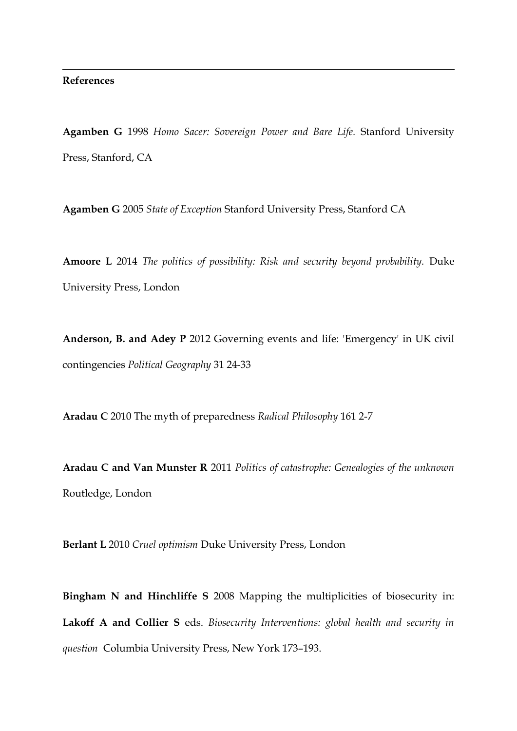**References**

**Agamben G** 1998 *Homo Sacer: Sovereign Power and Bare Life.* Stanford University Press, Stanford, CA

**Agamben G** 2005 *State of Exception* Stanford University Press, Stanford CA

**Amoore L** 2014 *The politics of possibility: Risk and security beyond probability.* Duke University Press, London

**Anderson, B. and Adey P** 2012 Governing events and life: 'Emergency' in UK civil contingencies *Political Geography* 31 24-33

**Aradau C** 2010 The myth of preparedness *Radical Philosophy* 161 2-7

**Aradau C and Van Munster R** 2011 *Politics of catastrophe: Genealogies of the unknown* Routledge, London

**Berlant L** 2010 *Cruel optimism* Duke University Press, London

**Bingham N and Hinchliffe S** 2008 Mapping the multiplicities of biosecurity in: **Lakoff A and Collier S** eds. *Biosecurity Interventions: global health and security in question* Columbia University Press, New York 173–193.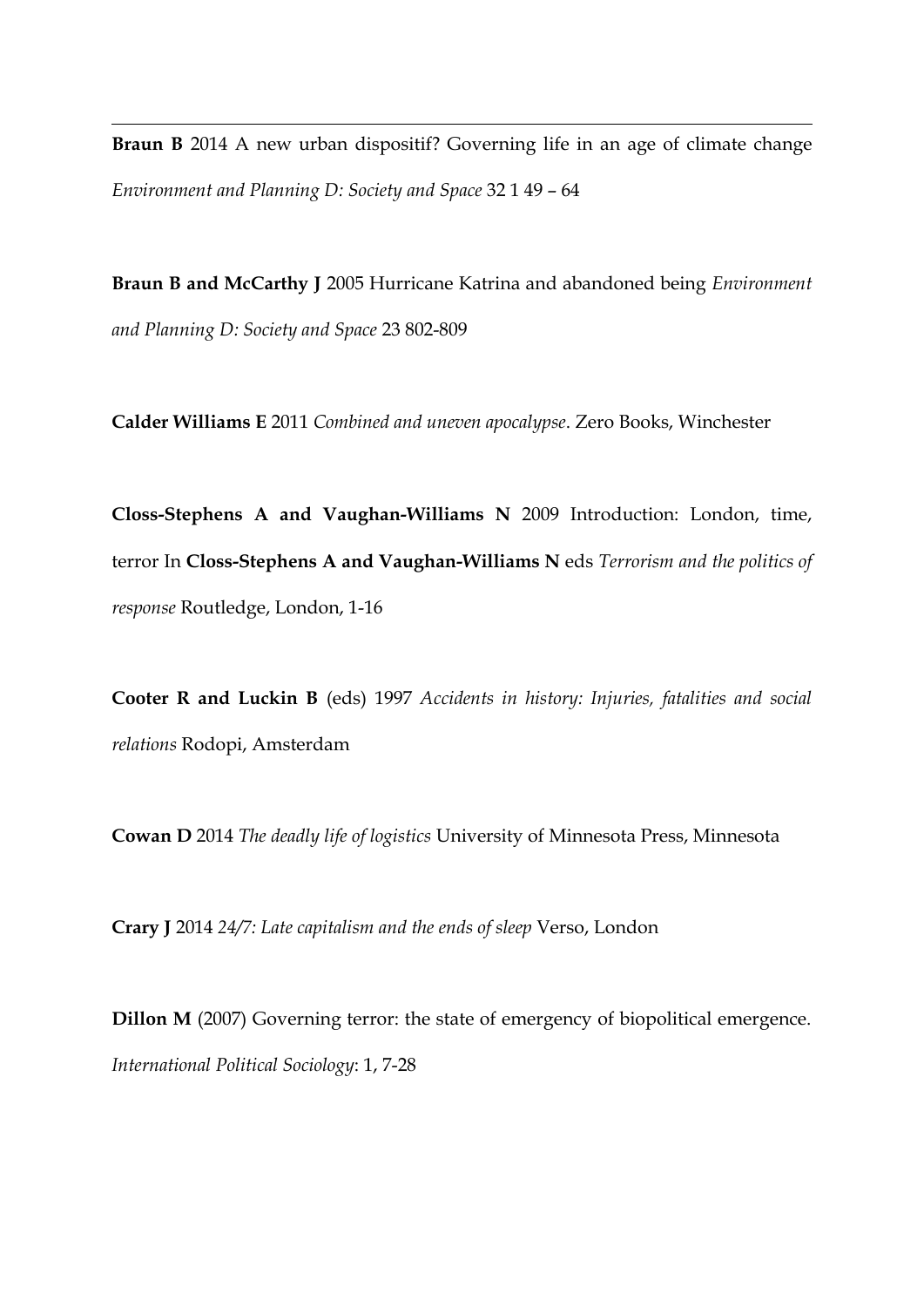**Braun B** 2014 A new urban dispositif? Governing life in an age of climate change *Environment and Planning D: Society and Space* 32 1 49 – 64

**Braun B and McCarthy J** 2005 Hurricane Katrina and abandoned being *Environment and Planning D: Society and Space* 23 802-809

**Calder Williams E** 2011 *Combined and uneven apocalypse*. Zero Books, Winchester

**Closs-Stephens A and Vaughan-Williams N** 2009 Introduction: London, time, terror In **Closs-Stephens A and Vaughan-Williams N** eds *Terrorism and the politics of response* Routledge, London, 1-16

**Cooter R and Luckin B** (eds) 1997 *Accidents in history: Injuries, fatalities and social relations* Rodopi, Amsterdam

**Cowan D** 2014 *The deadly life of logistics* University of Minnesota Press, Minnesota

**Crary J** 2014 *24/7: Late capitalism and the ends of sleep* Verso, London

**Dillon M** (2007) Governing terror: the state of emergency of biopolitical emergence. *International Political Sociology*: 1, 7-28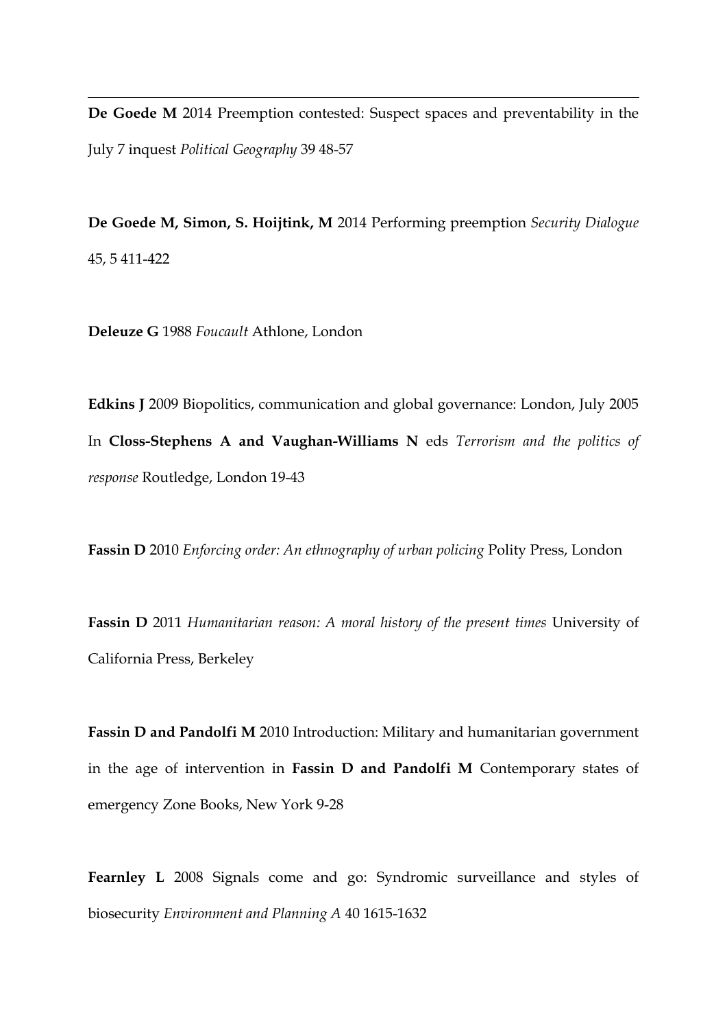**De Goede M** 2014 Preemption contested: Suspect spaces and preventability in the July 7 inquest *Political Geography* 39 48-57

**De Goede M, Simon, S. Hoijtink, M** 2014 Performing preemption *Security Dialogue* 45, 5 411-422

**Deleuze G** 1988 *Foucault* Athlone, London

**Edkins J** 2009 Biopolitics, communication and global governance: London, July 2005 In **Closs-Stephens A and Vaughan-Williams N** eds *Terrorism and the politics of response* Routledge, London 19-43

**Fassin D** 2010 *Enforcing order: An ethnography of urban policing* Polity Press, London

**Fassin D** 2011 *Humanitarian reason: A moral history of the present times* University of California Press, Berkeley

**Fassin D and Pandolfi M** 2010 Introduction: Military and humanitarian government in the age of intervention in **Fassin D and Pandolfi M** Contemporary states of emergency Zone Books, New York 9-28

**Fearnley L** 2008 Signals come and go: Syndromic surveillance and styles of biosecurity *Environment and Planning A* 40 1615-1632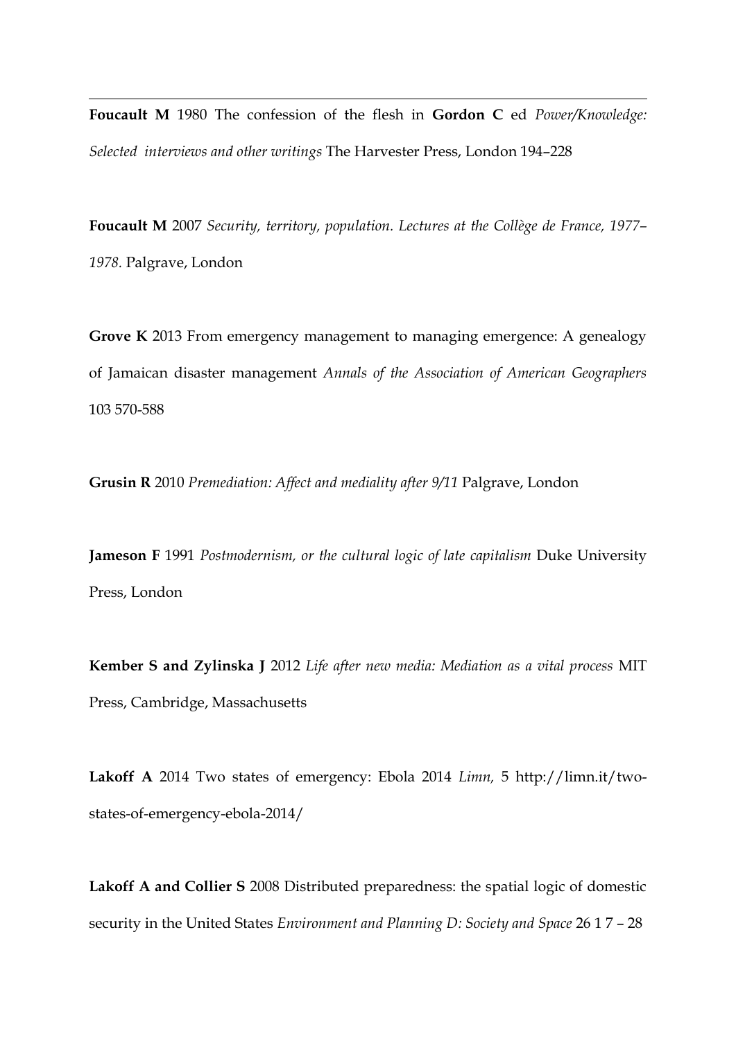**Foucault M** 1980 The confession of the flesh in **Gordon C** ed *Power/Knowledge: Selected interviews and other writings* The Harvester Press, London 194–228

**Foucault M** 2007 *Security, territory, population. Lectures at the Collège de France, 1977–1978.* Palgrave, London

**Grove K** 2013 From emergency management to managing emergence: A genealogy of Jamaican disaster management *Annals of the Association of American Geographers* 103 570-588

**Grusin R** 2010 *Premediation: Affect and mediality after 9/11* Palgrave, London

**Jameson F** 1991 *Postmodernism, or the cultural logic of late capitalism* Duke University Press, London

**Kember S and Zylinska J** 2012 *Life after new media: Mediation as a vital process* MIT Press, Cambridge, Massachusetts

**Lakoff A** 2014 Two states of emergency: Ebola 2014 *Limn,* 5 http://limn.it/two-states-of-emergency-ebola-2014/

**Lakoff A and Collier S** 2008 Distributed preparedness: the spatial logic of domestic security in the United States *Environment and Planning D: Society and Space* 26 1 7 – 28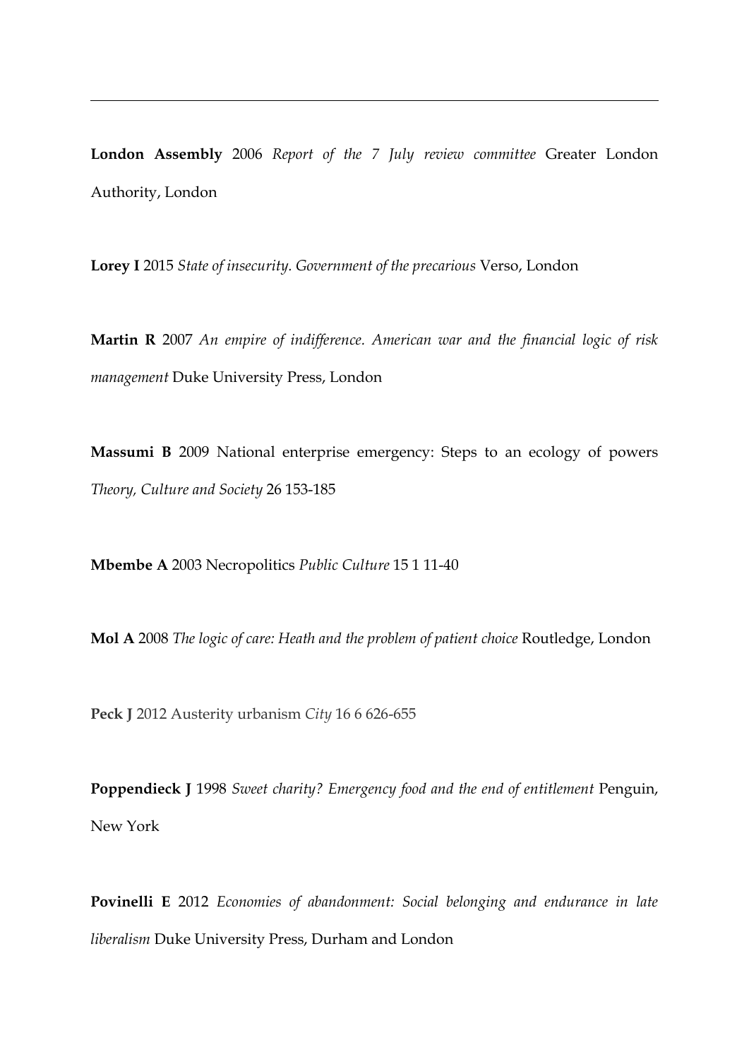**London Assembly** 2006 *Report of the 7 July review committee* Greater London Authority, London

**Lorey I** 2015 *State of insecurity. Government of the precarious* Verso, London

**Martin R** 2007 *An empire of indifference. American war and the financial logic of risk management* Duke University Press, London

**Massumi B** 2009 National enterprise emergency: Steps to an ecology of powers *Theory, Culture and Society* 26 153-185

**Mbembe A** 2003 Necropolitics *Public Culture* 15 1 11-40

**Mol A** 2008 *The logic of care: Heath and the problem of patient choice* Routledge, London

**Peck J** 2012 Austerity urbanism *City* 16 6 626-655

**Poppendieck J** 1998 *Sweet charity? Emergency food and the end of entitlement* Penguin, New York

**Povinelli E** 2012 *Economies of abandonment: Social belonging and endurance in late liberalism* Duke University Press, Durham and London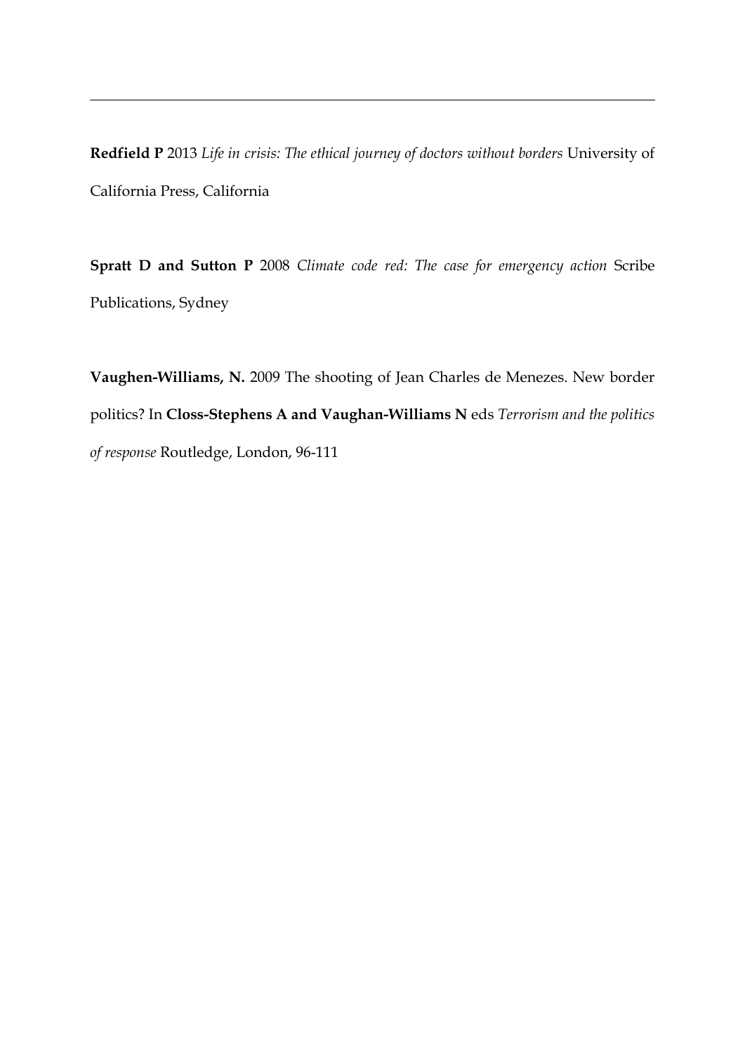**Redfield P** 2013 *Life in crisis: The ethical journey of doctors without borders* University of California Press, California

**Spratt D and Sutton P** 2008 *Climate code red: The case for emergency action* Scribe Publications, Sydney

**Vaughen-Williams, N.** 2009 The shooting of Jean Charles de Menezes. New border politics? In **Closs-Stephens A and Vaughan-Williams N** eds *Terrorism and the politics of response* Routledge, London, 96-111